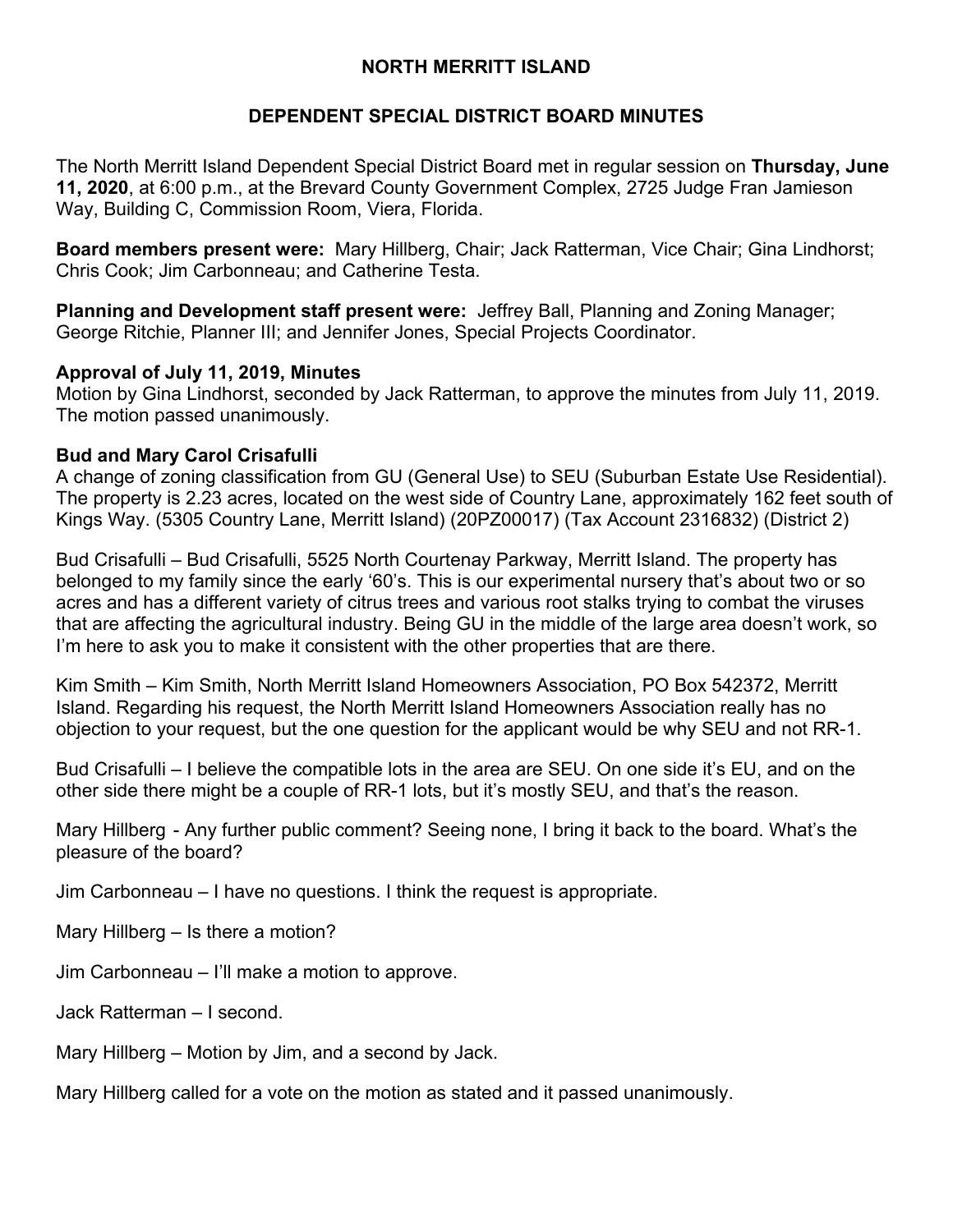# NORTH MERRITT ISLAND

## DEPENDENT SPECIAL DISTRICT BOARD MINUTES

The North Merritt Island Dependent Special District Board met in regular session on **Thursday, June 11, 2020**, at 6:00 p.m., at the Brevard County Government Complex, 2725 Judge Fran Jamieson Way, Building C, Commission Room, Viera, Florida.

**Board members present were:** Mary Hillberg, Chair; Jack Ratterman, Vice Chair; Gina Lindhorst; Chris Cook; Jim Carbonneau; and Catherine Testa.

**Planning and Development staff present were:** Jeffrey Ball, Planning and Zoning Manager; George Ritchie, Planner III; and Jennifer Jones, Special Projects Coordinator.

**Approval of July 11, 2019, Minutes**
Motion by Gina Lindhorst, seconded by Jack Ratterman, to approve the minutes from July 11, 2019. The motion passed unanimously.

**Bud and Mary Carol Crisafulli**
A change of zoning classification from GU (General Use) to SEU (Suburban Estate Use Residential). The property is 2.23 acres, located on the west side of Country Lane, approximately 162 feet south of Kings Way. (5305 Country Lane, Merritt Island) (20PZ00017) (Tax Account 2316832) (District 2)

Bud Crisafulli – Bud Crisafulli, 5525 North Courtenay Parkway, Merritt Island. The property has belonged to my family since the early '60's. This is our experimental nursery that's about two or so acres and has a different variety of citrus trees and various root stalks trying to combat the viruses that are affecting the agricultural industry. Being GU in the middle of the large area doesn't work, so I'm here to ask you to make it consistent with the other properties that are there.

Kim Smith – Kim Smith, North Merritt Island Homeowners Association, PO Box 542372, Merritt Island. Regarding his request, the North Merritt Island Homeowners Association really has no objection to your request, but the one question for the applicant would be why SEU and not RR-1.

Bud Crisafulli – I believe the compatible lots in the area are SEU. On one side it's EU, and on the other side there might be a couple of RR-1 lots, but it's mostly SEU, and that's the reason.

Mary Hillberg - Any further public comment? Seeing none, I bring it back to the board. What's the pleasure of the board?

Jim Carbonneau – I have no questions. I think the request is appropriate.

Mary Hillberg – Is there a motion?

Jim Carbonneau – I'll make a motion to approve.

Jack Ratterman – I second.

Mary Hillberg – Motion by Jim, and a second by Jack.

Mary Hillberg called for a vote on the motion as stated and it passed unanimously.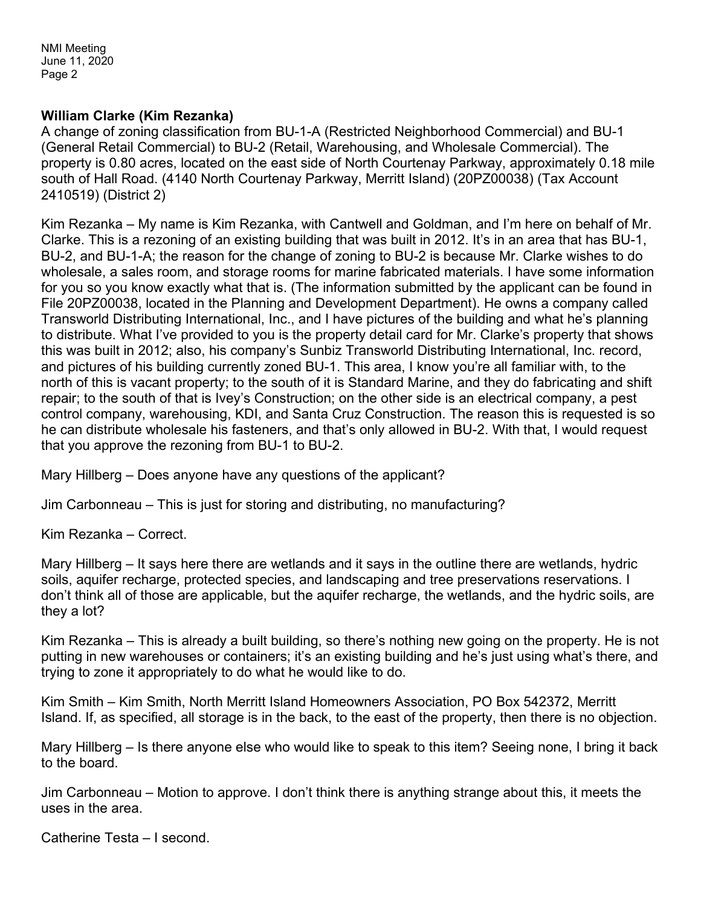**William Clarke (Kim Rezanka)**
A change of zoning classification from BU-1-A (Restricted Neighborhood Commercial) and BU-1 (General Retail Commercial) to BU-2 (Retail, Warehousing, and Wholesale Commercial). The property is 0.80 acres, located on the east side of North Courtenay Parkway, approximately 0.18 mile south of Hall Road. (4140 North Courtenay Parkway, Merritt Island) (20PZ00038) (Tax Account 2410519) (District 2)

Kim Rezanka – My name is Kim Rezanka, with Cantwell and Goldman, and I'm here on behalf of Mr. Clarke. This is a rezoning of an existing building that was built in 2012. It's in an area that has BU-1, BU-2, and BU-1-A; the reason for the change of zoning to BU-2 is because Mr. Clarke wishes to do wholesale, a sales room, and storage rooms for marine fabricated materials. I have some information for you so you know exactly what that is. (The information submitted by the applicant can be found in File 20PZ00038, located in the Planning and Development Department). He owns a company called Transworld Distributing International, Inc., and I have pictures of the building and what he's planning to distribute. What I've provided to you is the property detail card for Mr. Clarke's property that shows this was built in 2012; also, his company's Sunbiz Transworld Distributing International, Inc. record, and pictures of his building currently zoned BU-1. This area, I know you're all familiar with, to the north of this is vacant property; to the south of it is Standard Marine, and they do fabricating and shift repair; to the south of that is Ivey's Construction; on the other side is an electrical company, a pest control company, warehousing, KDI, and Santa Cruz Construction. The reason this is requested is so he can distribute wholesale his fasteners, and that's only allowed in BU-2. With that, I would request that you approve the rezoning from BU-1 to BU-2.

Mary Hillberg – Does anyone have any questions of the applicant?

Jim Carbonneau – This is just for storing and distributing, no manufacturing?

Kim Rezanka – Correct.

Mary Hillberg – It says here there are wetlands and it says in the outline there are wetlands, hydric soils, aquifer recharge, protected species, and landscaping and tree preservations reservations. I don't think all of those are applicable, but the aquifer recharge, the wetlands, and the hydric soils, are they a lot?

Kim Rezanka – This is already a built building, so there's nothing new going on the property. He is not putting in new warehouses or containers; it's an existing building and he's just using what's there, and trying to zone it appropriately to do what he would like to do.

Kim Smith – Kim Smith, North Merritt Island Homeowners Association, PO Box 542372, Merritt Island. If, as specified, all storage is in the back, to the east of the property, then there is no objection.

Mary Hillberg – Is there anyone else who would like to speak to this item? Seeing none, I bring it back to the board.

Jim Carbonneau – Motion to approve. I don't think there is anything strange about this, it meets the uses in the area.

Catherine Testa – I second.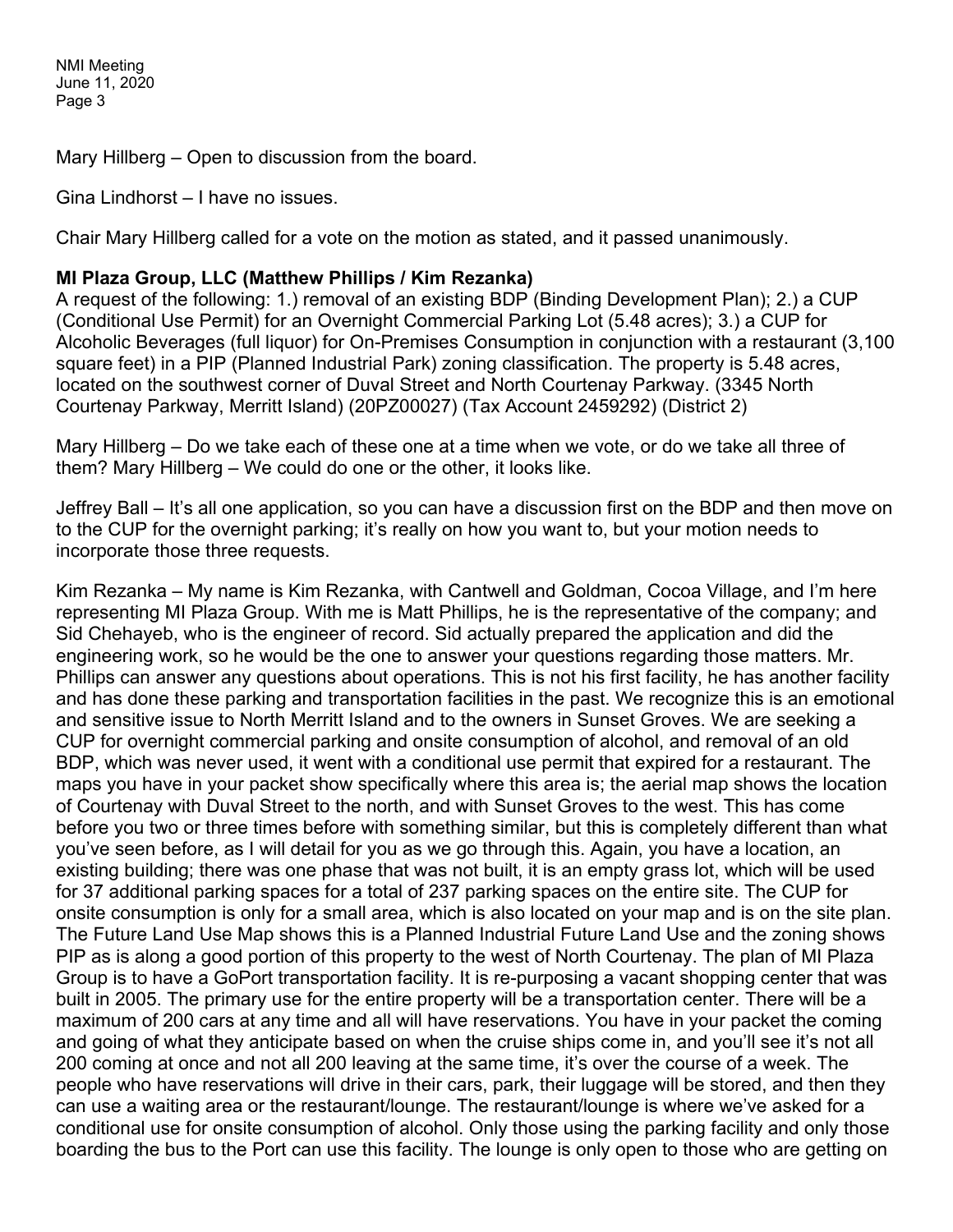Mary Hillberg – Open to discussion from the board.

Gina Lindhorst – I have no issues.

Chair Mary Hillberg called for a vote on the motion as stated, and it passed unanimously.

**MI Plaza Group, LLC (Matthew Phillips / Kim Rezanka)**

A request of the following: 1.) removal of an existing BDP (Binding Development Plan); 2.) a CUP (Conditional Use Permit) for an Overnight Commercial Parking Lot (5.48 acres); 3.) a CUP for Alcoholic Beverages (full liquor) for On-Premises Consumption in conjunction with a restaurant (3,100 square feet) in a PIP (Planned Industrial Park) zoning classification. The property is 5.48 acres, located on the southwest corner of Duval Street and North Courtenay Parkway. (3345 North Courtenay Parkway, Merritt Island) (20PZ00027) (Tax Account 2459292) (District 2)

Mary Hillberg – Do we take each of these one at a time when we vote, or do we take all three of them? Mary Hillberg – We could do one or the other, it looks like.

Jeffrey Ball – It's all one application, so you can have a discussion first on the BDP and then move on to the CUP for the overnight parking; it's really on how you want to, but your motion needs to incorporate those three requests.

Kim Rezanka – My name is Kim Rezanka, with Cantwell and Goldman, Cocoa Village, and I'm here representing MI Plaza Group. With me is Matt Phillips, he is the representative of the company; and Sid Chehayeb, who is the engineer of record. Sid actually prepared the application and did the engineering work, so he would be the one to answer your questions regarding those matters. Mr. Phillips can answer any questions about operations. This is not his first facility, he has another facility and has done these parking and transportation facilities in the past. We recognize this is an emotional and sensitive issue to North Merritt Island and to the owners in Sunset Groves. We are seeking a CUP for overnight commercial parking and onsite consumption of alcohol, and removal of an old BDP, which was never used, it went with a conditional use permit that expired for a restaurant. The maps you have in your packet show specifically where this area is; the aerial map shows the location of Courtenay with Duval Street to the north, and with Sunset Groves to the west. This has come before you two or three times before with something similar, but this is completely different than what you've seen before, as I will detail for you as we go through this. Again, you have a location, an existing building; there was one phase that was not built, it is an empty grass lot, which will be used for 37 additional parking spaces for a total of 237 parking spaces on the entire site. The CUP for onsite consumption is only for a small area, which is also located on your map and is on the site plan. The Future Land Use Map shows this is a Planned Industrial Future Land Use and the zoning shows PIP as is along a good portion of this property to the west of North Courtenay. The plan of MI Plaza Group is to have a GoPort transportation facility. It is re-purposing a vacant shopping center that was built in 2005. The primary use for the entire property will be a transportation center. There will be a maximum of 200 cars at any time and all will have reservations. You have in your packet the coming and going of what they anticipate based on when the cruise ships come in, and you'll see it's not all 200 coming at once and not all 200 leaving at the same time, it's over the course of a week. The people who have reservations will drive in their cars, park, their luggage will be stored, and then they can use a waiting area or the restaurant/lounge. The restaurant/lounge is where we've asked for a conditional use for onsite consumption of alcohol. Only those using the parking facility and only those boarding the bus to the Port can use this facility. The lounge is only open to those who are getting on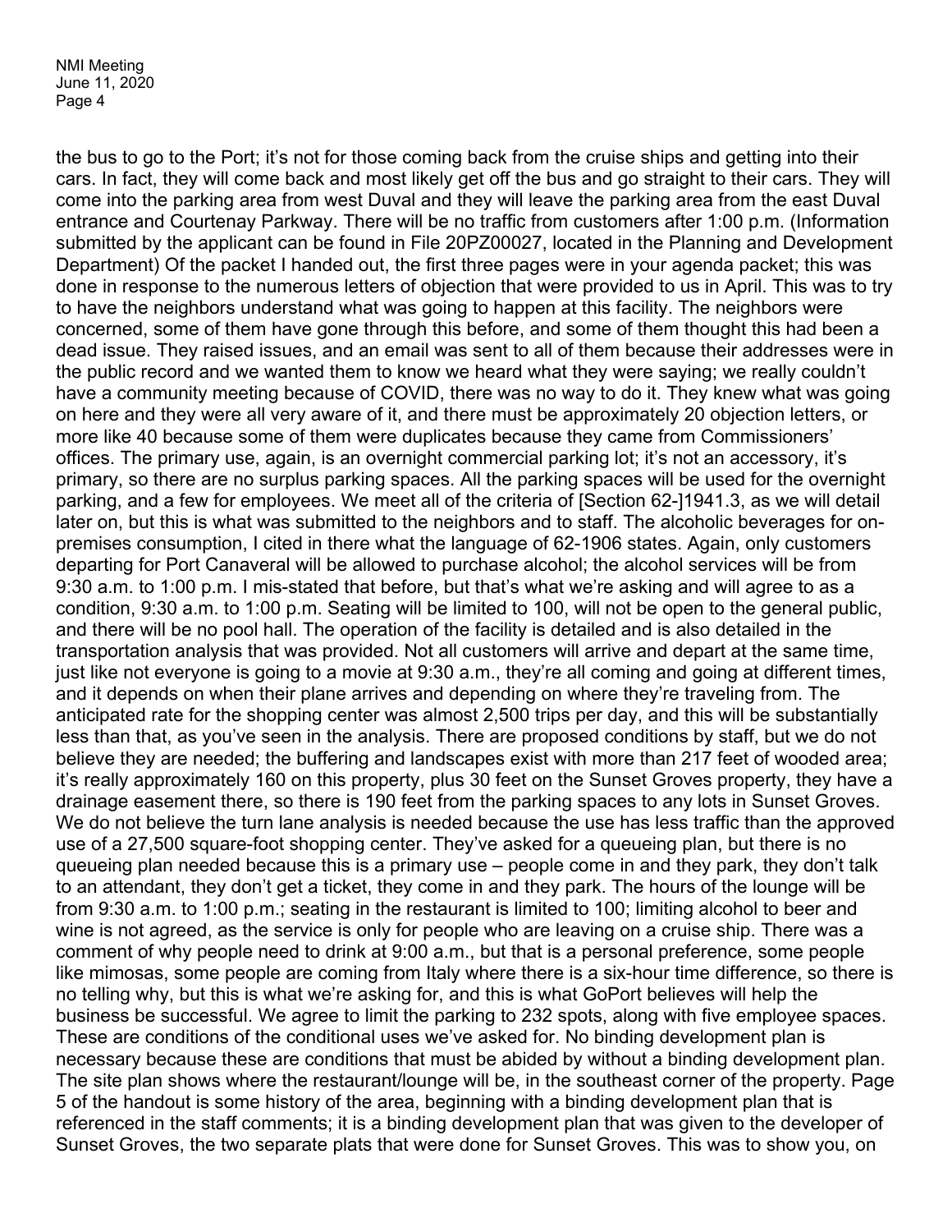the bus to go to the Port; it's not for those coming back from the cruise ships and getting into their cars. In fact, they will come back and most likely get off the bus and go straight to their cars. They will come into the parking area from west Duval and they will leave the parking area from the east Duval entrance and Courtenay Parkway. There will be no traffic from customers after 1:00 p.m. (Information submitted by the applicant can be found in File 20PZ00027, located in the Planning and Development Department) Of the packet I handed out, the first three pages were in your agenda packet; this was done in response to the numerous letters of objection that were provided to us in April. This was to try to have the neighbors understand what was going to happen at this facility. The neighbors were concerned, some of them have gone through this before, and some of them thought this had been a dead issue. They raised issues, and an email was sent to all of them because their addresses were in the public record and we wanted them to know we heard what they were saying; we really couldn't have a community meeting because of COVID, there was no way to do it. They knew what was going on here and they were all very aware of it, and there must be approximately 20 objection letters, or more like 40 because some of them were duplicates because they came from Commissioners' offices. The primary use, again, is an overnight commercial parking lot; it's not an accessory, it's primary, so there are no surplus parking spaces. All the parking spaces will be used for the overnight parking, and a few for employees. We meet all of the criteria of [Section 62-]1941.3, as we will detail later on, but this is what was submitted to the neighbors and to staff. The alcoholic beverages for on-premises consumption, I cited in there what the language of 62-1906 states. Again, only customers departing for Port Canaveral will be allowed to purchase alcohol; the alcohol services will be from 9:30 a.m. to 1:00 p.m. I mis-stated that before, but that's what we're asking and will agree to as a condition, 9:30 a.m. to 1:00 p.m. Seating will be limited to 100, will not be open to the general public, and there will be no pool hall. The operation of the facility is detailed and is also detailed in the transportation analysis that was provided. Not all customers will arrive and depart at the same time, just like not everyone is going to a movie at 9:30 a.m., they're all coming and going at different times, and it depends on when their plane arrives and depending on where they're traveling from. The anticipated rate for the shopping center was almost 2,500 trips per day, and this will be substantially less than that, as you've seen in the analysis. There are proposed conditions by staff, but we do not believe they are needed; the buffering and landscapes exist with more than 217 feet of wooded area; it's really approximately 160 on this property, plus 30 feet on the Sunset Groves property, they have a drainage easement there, so there is 190 feet from the parking spaces to any lots in Sunset Groves. We do not believe the turn lane analysis is needed because the use has less traffic than the approved use of a 27,500 square-foot shopping center. They've asked for a queueing plan, but there is no queueing plan needed because this is a primary use – people come in and they park, they don't talk to an attendant, they don't get a ticket, they come in and they park. The hours of the lounge will be from 9:30 a.m. to 1:00 p.m.; seating in the restaurant is limited to 100; limiting alcohol to beer and wine is not agreed, as the service is only for people who are leaving on a cruise ship. There was a comment of why people need to drink at 9:00 a.m., but that is a personal preference, some people like mimosas, some people are coming from Italy where there is a six-hour time difference, so there is no telling why, but this is what we're asking for, and this is what GoPort believes will help the business be successful. We agree to limit the parking to 232 spots, along with five employee spaces. These are conditions of the conditional uses we've asked for. No binding development plan is necessary because these are conditions that must be abided by without a binding development plan. The site plan shows where the restaurant/lounge will be, in the southeast corner of the property. Page 5 of the handout is some history of the area, beginning with a binding development plan that is referenced in the staff comments; it is a binding development plan that was given to the developer of Sunset Groves, the two separate plats that were done for Sunset Groves. This was to show you, on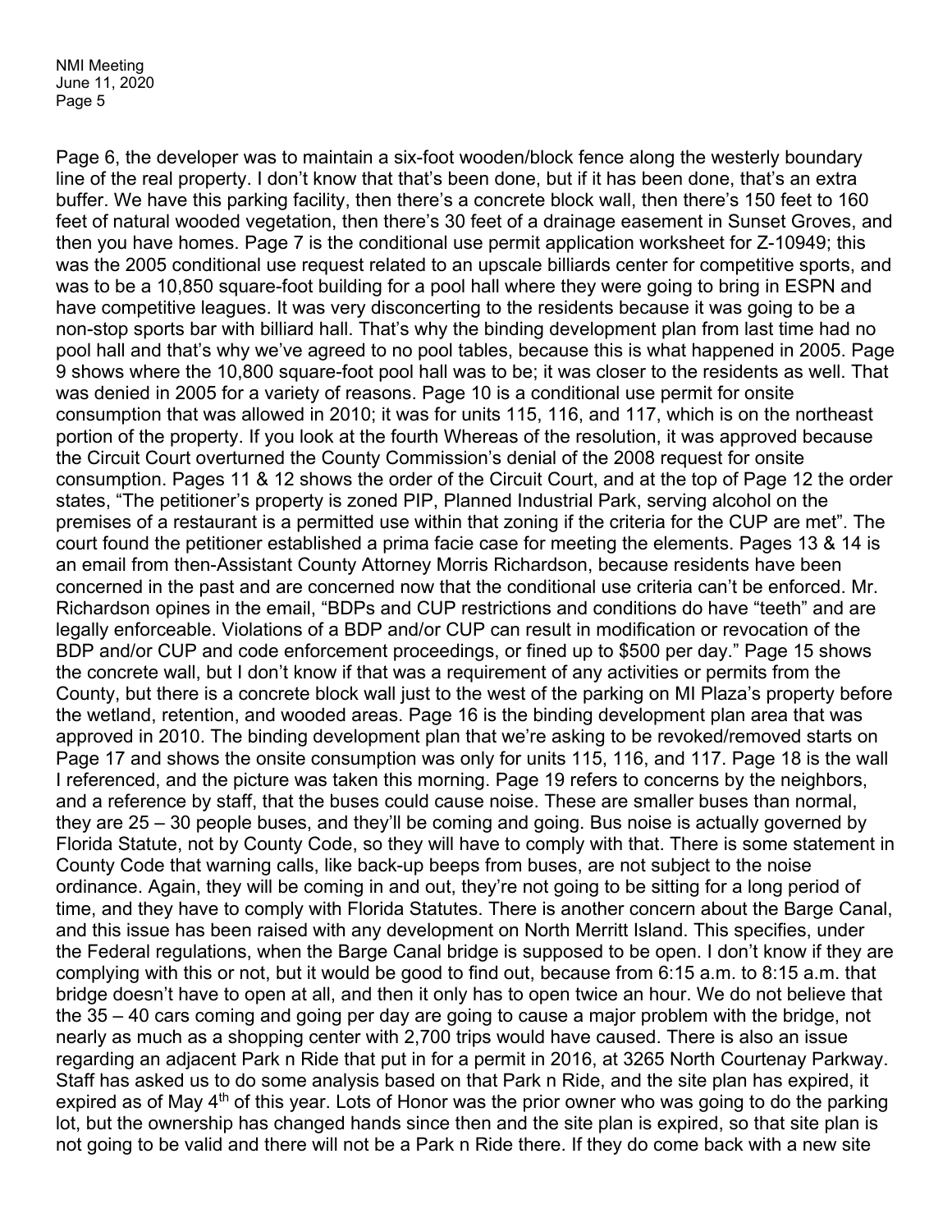Page 6, the developer was to maintain a six-foot wooden/block fence along the westerly boundary line of the real property. I don't know that that's been done, but if it has been done, that's an extra buffer. We have this parking facility, then there's a concrete block wall, then there's 150 feet to 160 feet of natural wooded vegetation, then there's 30 feet of a drainage easement in Sunset Groves, and then you have homes. Page 7 is the conditional use permit application worksheet for Z-10949; this was the 2005 conditional use request related to an upscale billiards center for competitive sports, and was to be a 10,850 square-foot building for a pool hall where they were going to bring in ESPN and have competitive leagues. It was very disconcerting to the residents because it was going to be a non-stop sports bar with billiard hall. That's why the binding development plan from last time had no pool hall and that's why we've agreed to no pool tables, because this is what happened in 2005. Page 9 shows where the 10,800 square-foot pool hall was to be; it was closer to the residents as well. That was denied in 2005 for a variety of reasons. Page 10 is a conditional use permit for onsite consumption that was allowed in 2010; it was for units 115, 116, and 117, which is on the northeast portion of the property. If you look at the fourth Whereas of the resolution, it was approved because the Circuit Court overturned the County Commission's denial of the 2008 request for onsite consumption. Pages 11 & 12 shows the order of the Circuit Court, and at the top of Page 12 the order states, "The petitioner's property is zoned PIP, Planned Industrial Park, serving alcohol on the premises of a restaurant is a permitted use within that zoning if the criteria for the CUP are met". The court found the petitioner established a prima facie case for meeting the elements. Pages 13 & 14 is an email from then-Assistant County Attorney Morris Richardson, because residents have been concerned in the past and are concerned now that the conditional use criteria can't be enforced. Mr. Richardson opines in the email, "BDPs and CUP restrictions and conditions do have "teeth" and are legally enforceable. Violations of a BDP and/or CUP can result in modification or revocation of the BDP and/or CUP and code enforcement proceedings, or fined up to $500 per day." Page 15 shows the concrete wall, but I don't know if that was a requirement of any activities or permits from the County, but there is a concrete block wall just to the west of the parking on MI Plaza's property before the wetland, retention, and wooded areas. Page 16 is the binding development plan area that was approved in 2010. The binding development plan that we're asking to be revoked/removed starts on Page 17 and shows the onsite consumption was only for units 115, 116, and 117. Page 18 is the wall I referenced, and the picture was taken this morning. Page 19 refers to concerns by the neighbors, and a reference by staff, that the buses could cause noise. These are smaller buses than normal, they are 25 – 30 people buses, and they'll be coming and going. Bus noise is actually governed by Florida Statute, not by County Code, so they will have to comply with that. There is some statement in County Code that warning calls, like back-up beeps from buses, are not subject to the noise ordinance. Again, they will be coming in and out, they're not going to be sitting for a long period of time, and they have to comply with Florida Statutes. There is another concern about the Barge Canal, and this issue has been raised with any development on North Merritt Island. This specifies, under the Federal regulations, when the Barge Canal bridge is supposed to be open. I don't know if they are complying with this or not, but it would be good to find out, because from 6:15 a.m. to 8:15 a.m. that bridge doesn't have to open at all, and then it only has to open twice an hour. We do not believe that the 35 – 40 cars coming and going per day are going to cause a major problem with the bridge, not nearly as much as a shopping center with 2,700 trips would have caused. There is also an issue regarding an adjacent Park n Ride that put in for a permit in 2016, at 3265 North Courtenay Parkway. Staff has asked us to do some analysis based on that Park n Ride, and the site plan has expired, it expired as of May 4th of this year. Lots of Honor was the prior owner who was going to do the parking lot, but the ownership has changed hands since then and the site plan is expired, so that site plan is not going to be valid and there will not be a Park n Ride there. If they do come back with a new site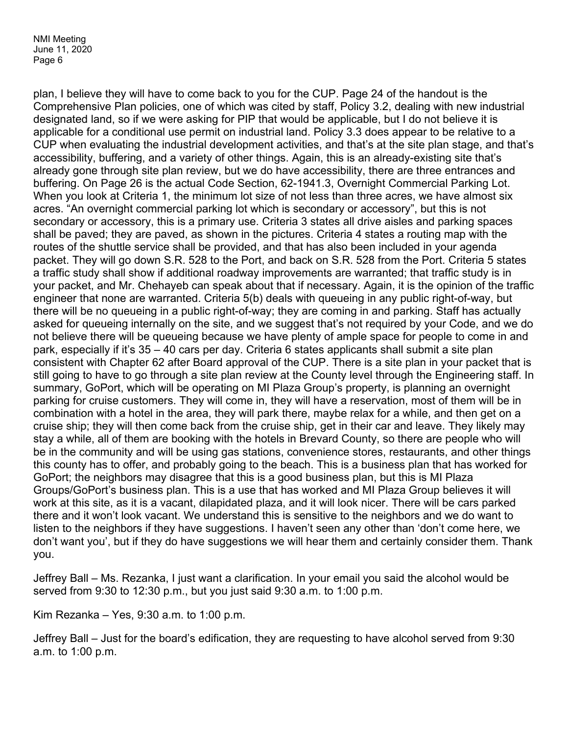plan, I believe they will have to come back to you for the CUP. Page 24 of the handout is the Comprehensive Plan policies, one of which was cited by staff, Policy 3.2, dealing with new industrial designated land, so if we were asking for PIP that would be applicable, but I do not believe it is applicable for a conditional use permit on industrial land. Policy 3.3 does appear to be relative to a CUP when evaluating the industrial development activities, and that's at the site plan stage, and that's accessibility, buffering, and a variety of other things. Again, this is an already-existing site that's already gone through site plan review, but we do have accessibility, there are three entrances and buffering. On Page 26 is the actual Code Section, 62-1941.3, Overnight Commercial Parking Lot. When you look at Criteria 1, the minimum lot size of not less than three acres, we have almost six acres. "An overnight commercial parking lot which is secondary or accessory", but this is not secondary or accessory, this is a primary use. Criteria 3 states all drive aisles and parking spaces shall be paved; they are paved, as shown in the pictures. Criteria 4 states a routing map with the routes of the shuttle service shall be provided, and that has also been included in your agenda packet. They will go down S.R. 528 to the Port, and back on S.R. 528 from the Port. Criteria 5 states a traffic study shall show if additional roadway improvements are warranted; that traffic study is in your packet, and Mr. Chehayeb can speak about that if necessary. Again, it is the opinion of the traffic engineer that none are warranted. Criteria 5(b) deals with queueing in any public right-of-way, but there will be no queueing in a public right-of-way; they are coming in and parking. Staff has actually asked for queueing internally on the site, and we suggest that's not required by your Code, and we do not believe there will be queueing because we have plenty of ample space for people to come in and park, especially if it's 35 – 40 cars per day. Criteria 6 states applicants shall submit a site plan consistent with Chapter 62 after Board approval of the CUP. There is a site plan in your packet that is still going to have to go through a site plan review at the County level through the Engineering staff. In summary, GoPort, which will be operating on MI Plaza Group's property, is planning an overnight parking for cruise customers. They will come in, they will have a reservation, most of them will be in combination with a hotel in the area, they will park there, maybe relax for a while, and then get on a cruise ship; they will then come back from the cruise ship, get in their car and leave. They likely may stay a while, all of them are booking with the hotels in Brevard County, so there are people who will be in the community and will be using gas stations, convenience stores, restaurants, and other things this county has to offer, and probably going to the beach. This is a business plan that has worked for GoPort; the neighbors may disagree that this is a good business plan, but this is MI Plaza Groups/GoPort's business plan. This is a use that has worked and MI Plaza Group believes it will work at this site, as it is a vacant, dilapidated plaza, and it will look nicer. There will be cars parked there and it won't look vacant. We understand this is sensitive to the neighbors and we do want to listen to the neighbors if they have suggestions. I haven't seen any other than 'don't come here, we don't want you', but if they do have suggestions we will hear them and certainly consider them. Thank you.

Jeffrey Ball – Ms. Rezanka, I just want a clarification. In your email you said the alcohol would be served from 9:30 to 12:30 p.m., but you just said 9:30 a.m. to 1:00 p.m.

Kim Rezanka – Yes, 9:30 a.m. to 1:00 p.m.

Jeffrey Ball – Just for the board's edification, they are requesting to have alcohol served from 9:30 a.m. to 1:00 p.m.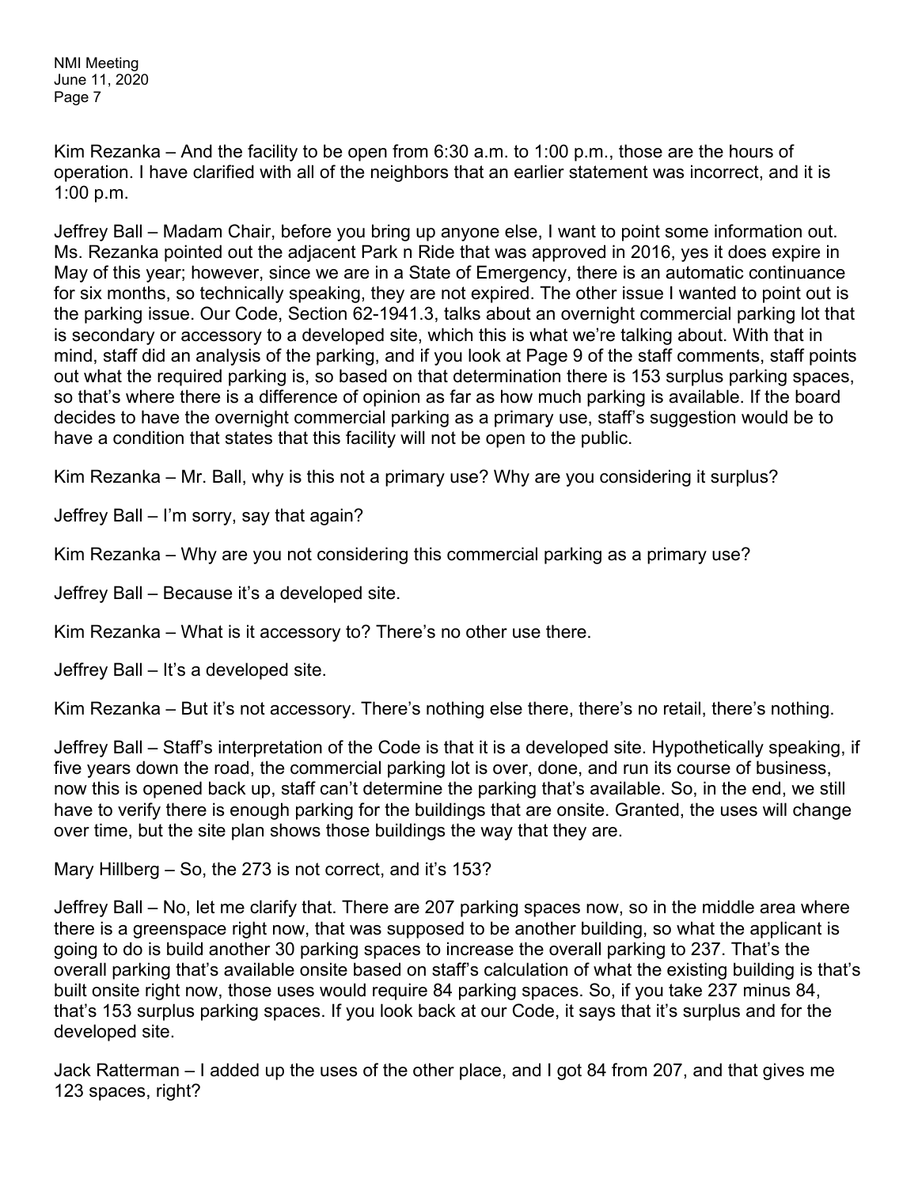Kim Rezanka – And the facility to be open from 6:30 a.m. to 1:00 p.m., those are the hours of operation. I have clarified with all of the neighbors that an earlier statement was incorrect, and it is 1:00 p.m.

Jeffrey Ball – Madam Chair, before you bring up anyone else, I want to point some information out. Ms. Rezanka pointed out the adjacent Park n Ride that was approved in 2016, yes it does expire in May of this year; however, since we are in a State of Emergency, there is an automatic continuance for six months, so technically speaking, they are not expired. The other issue I wanted to point out is the parking issue. Our Code, Section 62-1941.3, talks about an overnight commercial parking lot that is secondary or accessory to a developed site, which this is what we're talking about. With that in mind, staff did an analysis of the parking, and if you look at Page 9 of the staff comments, staff points out what the required parking is, so based on that determination there is 153 surplus parking spaces, so that's where there is a difference of opinion as far as how much parking is available. If the board decides to have the overnight commercial parking as a primary use, staff's suggestion would be to have a condition that states that this facility will not be open to the public.

Kim Rezanka – Mr. Ball, why is this not a primary use? Why are you considering it surplus?

Jeffrey Ball – I'm sorry, say that again?

Kim Rezanka – Why are you not considering this commercial parking as a primary use?

Jeffrey Ball – Because it's a developed site.

Kim Rezanka – What is it accessory to? There's no other use there.

Jeffrey Ball – It's a developed site.

Kim Rezanka – But it's not accessory. There's nothing else there, there's no retail, there's nothing.

Jeffrey Ball – Staff's interpretation of the Code is that it is a developed site. Hypothetically speaking, if five years down the road, the commercial parking lot is over, done, and run its course of business, now this is opened back up, staff can't determine the parking that's available. So, in the end, we still have to verify there is enough parking for the buildings that are onsite. Granted, the uses will change over time, but the site plan shows those buildings the way that they are.

Mary Hillberg – So, the 273 is not correct, and it's 153?

Jeffrey Ball – No, let me clarify that. There are 207 parking spaces now, so in the middle area where there is a greenspace right now, that was supposed to be another building, so what the applicant is going to do is build another 30 parking spaces to increase the overall parking to 237. That's the overall parking that's available onsite based on staff's calculation of what the existing building is that's built onsite right now, those uses would require 84 parking spaces. So, if you take 237 minus 84, that's 153 surplus parking spaces. If you look back at our Code, it says that it's surplus and for the developed site.

Jack Ratterman – I added up the uses of the other place, and I got 84 from 207, and that gives me 123 spaces, right?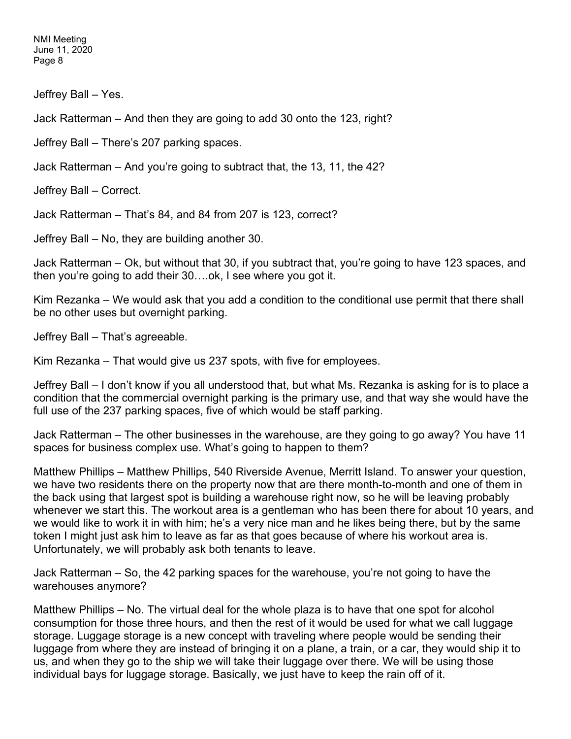Jeffrey Ball – Yes.

Jack Ratterman – And then they are going to add 30 onto the 123, right?

Jeffrey Ball – There's 207 parking spaces.

Jack Ratterman – And you're going to subtract that, the 13, 11, the 42?

Jeffrey Ball – Correct.

Jack Ratterman – That's 84, and 84 from 207 is 123, correct?

Jeffrey Ball – No, they are building another 30.

Jack Ratterman – Ok, but without that 30, if you subtract that, you're going to have 123 spaces, and then you're going to add their 30….ok, I see where you got it.

Kim Rezanka – We would ask that you add a condition to the conditional use permit that there shall be no other uses but overnight parking.

Jeffrey Ball – That's agreeable.

Kim Rezanka – That would give us 237 spots, with five for employees.

Jeffrey Ball – I don't know if you all understood that, but what Ms. Rezanka is asking for is to place a condition that the commercial overnight parking is the primary use, and that way she would have the full use of the 237 parking spaces, five of which would be staff parking.

Jack Ratterman – The other businesses in the warehouse, are they going to go away? You have 11 spaces for business complex use. What's going to happen to them?

Matthew Phillips – Matthew Phillips, 540 Riverside Avenue, Merritt Island. To answer your question, we have two residents there on the property now that are there month-to-month and one of them in the back using that largest spot is building a warehouse right now, so he will be leaving probably whenever we start this. The workout area is a gentleman who has been there for about 10 years, and we would like to work it in with him; he's a very nice man and he likes being there, but by the same token I might just ask him to leave as far as that goes because of where his workout area is. Unfortunately, we will probably ask both tenants to leave.

Jack Ratterman – So, the 42 parking spaces for the warehouse, you're not going to have the warehouses anymore?

Matthew Phillips – No. The virtual deal for the whole plaza is to have that one spot for alcohol consumption for those three hours, and then the rest of it would be used for what we call luggage storage. Luggage storage is a new concept with traveling where people would be sending their luggage from where they are instead of bringing it on a plane, a train, or a car, they would ship it to us, and when they go to the ship we will take their luggage over there. We will be using those individual bays for luggage storage. Basically, we just have to keep the rain off of it.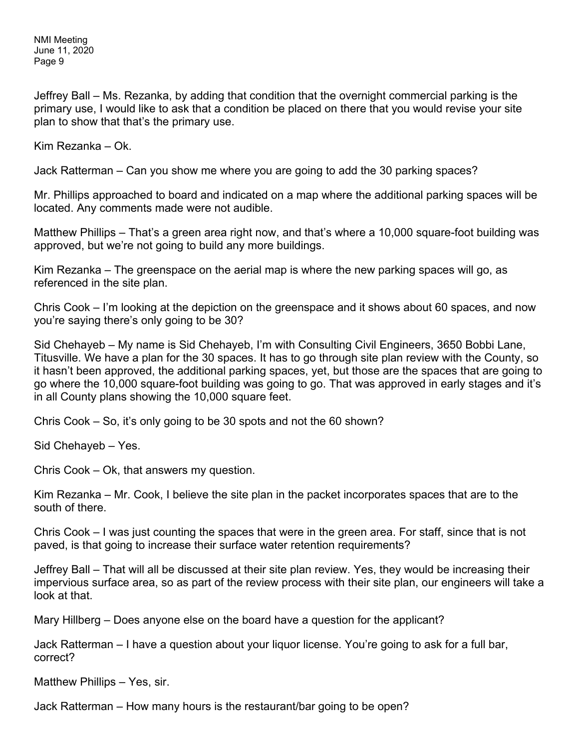Jeffrey Ball – Ms. Rezanka, by adding that condition that the overnight commercial parking is the primary use, I would like to ask that a condition be placed on there that you would revise your site plan to show that that's the primary use.

Kim Rezanka – Ok.

Jack Ratterman – Can you show me where you are going to add the 30 parking spaces?

Mr. Phillips approached to board and indicated on a map where the additional parking spaces will be located. Any comments made were not audible.

Matthew Phillips – That's a green area right now, and that's where a 10,000 square-foot building was approved, but we're not going to build any more buildings.

Kim Rezanka – The greenspace on the aerial map is where the new parking spaces will go, as referenced in the site plan.

Chris Cook – I'm looking at the depiction on the greenspace and it shows about 60 spaces, and now you're saying there's only going to be 30?

Sid Chehayeb – My name is Sid Chehayeb, I'm with Consulting Civil Engineers, 3650 Bobbi Lane, Titusville. We have a plan for the 30 spaces. It has to go through site plan review with the County, so it hasn't been approved, the additional parking spaces, yet, but those are the spaces that are going to go where the 10,000 square-foot building was going to go. That was approved in early stages and it's in all County plans showing the 10,000 square feet.

Chris Cook – So, it's only going to be 30 spots and not the 60 shown?

Sid Chehayeb – Yes.

Chris Cook – Ok, that answers my question.

Kim Rezanka – Mr. Cook, I believe the site plan in the packet incorporates spaces that are to the south of there.

Chris Cook – I was just counting the spaces that were in the green area. For staff, since that is not paved, is that going to increase their surface water retention requirements?

Jeffrey Ball – That will all be discussed at their site plan review. Yes, they would be increasing their impervious surface area, so as part of the review process with their site plan, our engineers will take a look at that.

Mary Hillberg – Does anyone else on the board have a question for the applicant?

Jack Ratterman – I have a question about your liquor license. You're going to ask for a full bar, correct?

Matthew Phillips – Yes, sir.

Jack Ratterman – How many hours is the restaurant/bar going to be open?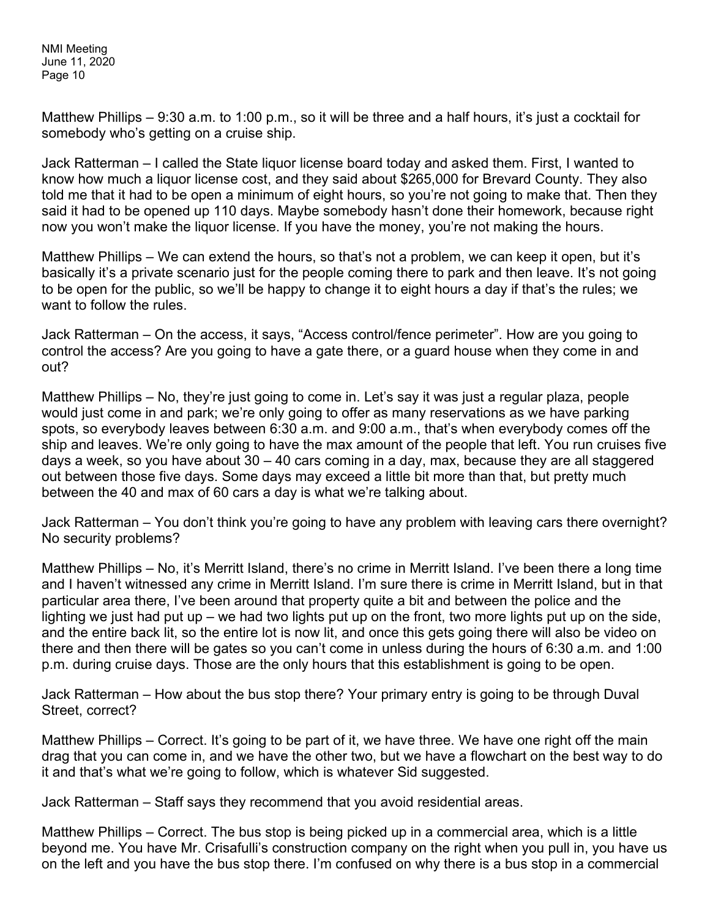Matthew Phillips – 9:30 a.m. to 1:00 p.m., so it will be three and a half hours, it's just a cocktail for somebody who's getting on a cruise ship.

Jack Ratterman – I called the State liquor license board today and asked them. First, I wanted to know how much a liquor license cost, and they said about $265,000 for Brevard County. They also told me that it had to be open a minimum of eight hours, so you're not going to make that. Then they said it had to be opened up 110 days. Maybe somebody hasn't done their homework, because right now you won't make the liquor license. If you have the money, you're not making the hours.

Matthew Phillips – We can extend the hours, so that's not a problem, we can keep it open, but it's basically it's a private scenario just for the people coming there to park and then leave. It's not going to be open for the public, so we'll be happy to change it to eight hours a day if that's the rules; we want to follow the rules.

Jack Ratterman – On the access, it says, "Access control/fence perimeter". How are you going to control the access? Are you going to have a gate there, or a guard house when they come in and out?

Matthew Phillips – No, they're just going to come in. Let's say it was just a regular plaza, people would just come in and park; we're only going to offer as many reservations as we have parking spots, so everybody leaves between 6:30 a.m. and 9:00 a.m., that's when everybody comes off the ship and leaves. We're only going to have the max amount of the people that left. You run cruises five days a week, so you have about 30 – 40 cars coming in a day, max, because they are all staggered out between those five days. Some days may exceed a little bit more than that, but pretty much between the 40 and max of 60 cars a day is what we're talking about.

Jack Ratterman – You don't think you're going to have any problem with leaving cars there overnight? No security problems?

Matthew Phillips – No, it's Merritt Island, there's no crime in Merritt Island. I've been there a long time and I haven't witnessed any crime in Merritt Island. I'm sure there is crime in Merritt Island, but in that particular area there, I've been around that property quite a bit and between the police and the lighting we just had put up – we had two lights put up on the front, two more lights put up on the side, and the entire back lit, so the entire lot is now lit, and once this gets going there will also be video on there and then there will be gates so you can't come in unless during the hours of 6:30 a.m. and 1:00 p.m. during cruise days. Those are the only hours that this establishment is going to be open.

Jack Ratterman – How about the bus stop there? Your primary entry is going to be through Duval Street, correct?

Matthew Phillips – Correct. It's going to be part of it, we have three. We have one right off the main drag that you can come in, and we have the other two, but we have a flowchart on the best way to do it and that's what we're going to follow, which is whatever Sid suggested.

Jack Ratterman – Staff says they recommend that you avoid residential areas.

Matthew Phillips – Correct. The bus stop is being picked up in a commercial area, which is a little beyond me. You have Mr. Crisafulli's construction company on the right when you pull in, you have us on the left and you have the bus stop there. I'm confused on why there is a bus stop in a commercial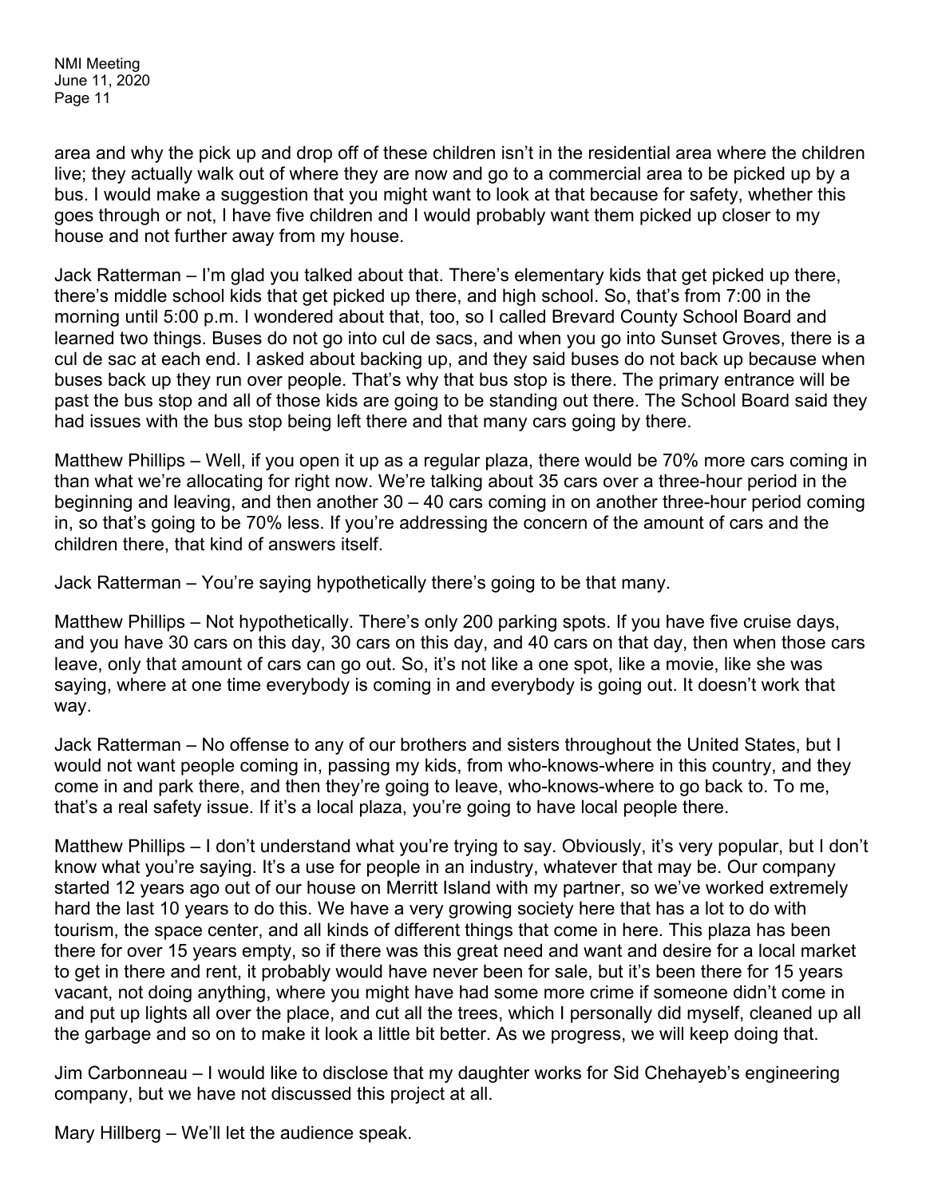area and why the pick up and drop off of these children isn't in the residential area where the children live; they actually walk out of where they are now and go to a commercial area to be picked up by a bus. I would make a suggestion that you might want to look at that because for safety, whether this goes through or not, I have five children and I would probably want them picked up closer to my house and not further away from my house.

Jack Ratterman – I'm glad you talked about that. There's elementary kids that get picked up there, there's middle school kids that get picked up there, and high school. So, that's from 7:00 in the morning until 5:00 p.m. I wondered about that, too, so I called Brevard County School Board and learned two things. Buses do not go into cul de sacs, and when you go into Sunset Groves, there is a cul de sac at each end. I asked about backing up, and they said buses do not back up because when buses back up they run over people. That's why that bus stop is there. The primary entrance will be past the bus stop and all of those kids are going to be standing out there. The School Board said they had issues with the bus stop being left there and that many cars going by there.

Matthew Phillips – Well, if you open it up as a regular plaza, there would be 70% more cars coming in than what we're allocating for right now. We're talking about 35 cars over a three-hour period in the beginning and leaving, and then another 30 – 40 cars coming in on another three-hour period coming in, so that's going to be 70% less. If you're addressing the concern of the amount of cars and the children there, that kind of answers itself.

Jack Ratterman – You're saying hypothetically there's going to be that many.

Matthew Phillips – Not hypothetically. There's only 200 parking spots. If you have five cruise days, and you have 30 cars on this day, 30 cars on this day, and 40 cars on that day, then when those cars leave, only that amount of cars can go out. So, it's not like a one spot, like a movie, like she was saying, where at one time everybody is coming in and everybody is going out. It doesn't work that way.

Jack Ratterman – No offense to any of our brothers and sisters throughout the United States, but I would not want people coming in, passing my kids, from who-knows-where in this country, and they come in and park there, and then they're going to leave, who-knows-where to go back to. To me, that's a real safety issue. If it's a local plaza, you're going to have local people there.

Matthew Phillips – I don't understand what you're trying to say. Obviously, it's very popular, but I don't know what you're saying. It's a use for people in an industry, whatever that may be. Our company started 12 years ago out of our house on Merritt Island with my partner, so we've worked extremely hard the last 10 years to do this. We have a very growing society here that has a lot to do with tourism, the space center, and all kinds of different things that come in here. This plaza has been there for over 15 years empty, so if there was this great need and want and desire for a local market to get in there and rent, it probably would have never been for sale, but it's been there for 15 years vacant, not doing anything, where you might have had some more crime if someone didn't come in and put up lights all over the place, and cut all the trees, which I personally did myself, cleaned up all the garbage and so on to make it look a little bit better. As we progress, we will keep doing that.

Jim Carbonneau – I would like to disclose that my daughter works for Sid Chehayeb's engineering company, but we have not discussed this project at all.

Mary Hillberg – We'll let the audience speak.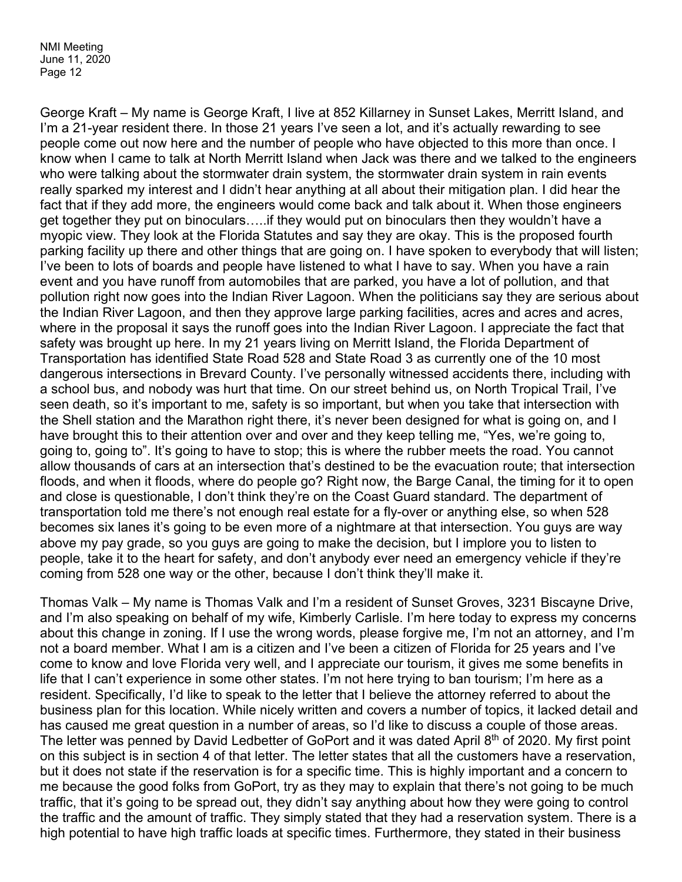George Kraft – My name is George Kraft, I live at 852 Killarney in Sunset Lakes, Merritt Island, and I'm a 21-year resident there. In those 21 years I've seen a lot, and it's actually rewarding to see people come out now here and the number of people who have objected to this more than once. I know when I came to talk at North Merritt Island when Jack was there and we talked to the engineers who were talking about the stormwater drain system, the stormwater drain system in rain events really sparked my interest and I didn't hear anything at all about their mitigation plan. I did hear the fact that if they add more, the engineers would come back and talk about it. When those engineers get together they put on binoculars…..if they would put on binoculars then they wouldn't have a myopic view. They look at the Florida Statutes and say they are okay. This is the proposed fourth parking facility up there and other things that are going on. I have spoken to everybody that will listen; I've been to lots of boards and people have listened to what I have to say. When you have a rain event and you have runoff from automobiles that are parked, you have a lot of pollution, and that pollution right now goes into the Indian River Lagoon. When the politicians say they are serious about the Indian River Lagoon, and then they approve large parking facilities, acres and acres and acres, where in the proposal it says the runoff goes into the Indian River Lagoon. I appreciate the fact that safety was brought up here. In my 21 years living on Merritt Island, the Florida Department of Transportation has identified State Road 528 and State Road 3 as currently one of the 10 most dangerous intersections in Brevard County. I've personally witnessed accidents there, including with a school bus, and nobody was hurt that time. On our street behind us, on North Tropical Trail, I've seen death, so it's important to me, safety is so important, but when you take that intersection with the Shell station and the Marathon right there, it's never been designed for what is going on, and I have brought this to their attention over and over and they keep telling me, "Yes, we're going to, going to, going to". It's going to have to stop; this is where the rubber meets the road. You cannot allow thousands of cars at an intersection that's destined to be the evacuation route; that intersection floods, and when it floods, where do people go? Right now, the Barge Canal, the timing for it to open and close is questionable, I don't think they're on the Coast Guard standard. The department of transportation told me there's not enough real estate for a fly-over or anything else, so when 528 becomes six lanes it's going to be even more of a nightmare at that intersection. You guys are way above my pay grade, so you guys are going to make the decision, but I implore you to listen to people, take it to the heart for safety, and don't anybody ever need an emergency vehicle if they're coming from 528 one way or the other, because I don't think they'll make it.

Thomas Valk – My name is Thomas Valk and I'm a resident of Sunset Groves, 3231 Biscayne Drive, and I'm also speaking on behalf of my wife, Kimberly Carlisle. I'm here today to express my concerns about this change in zoning. If I use the wrong words, please forgive me, I'm not an attorney, and I'm not a board member. What I am is a citizen and I've been a citizen of Florida for 25 years and I've come to know and love Florida very well, and I appreciate our tourism, it gives me some benefits in life that I can't experience in some other states. I'm not here trying to ban tourism; I'm here as a resident. Specifically, I'd like to speak to the letter that I believe the attorney referred to about the business plan for this location. While nicely written and covers a number of topics, it lacked detail and has caused me great question in a number of areas, so I'd like to discuss a couple of those areas. The letter was penned by David Ledbetter of GoPort and it was dated April 8th of 2020. My first point on this subject is in section 4 of that letter. The letter states that all the customers have a reservation, but it does not state if the reservation is for a specific time. This is highly important and a concern to me because the good folks from GoPort, try as they may to explain that there's not going to be much traffic, that it's going to be spread out, they didn't say anything about how they were going to control the traffic and the amount of traffic. They simply stated that they had a reservation system. There is a high potential to have high traffic loads at specific times. Furthermore, they stated in their business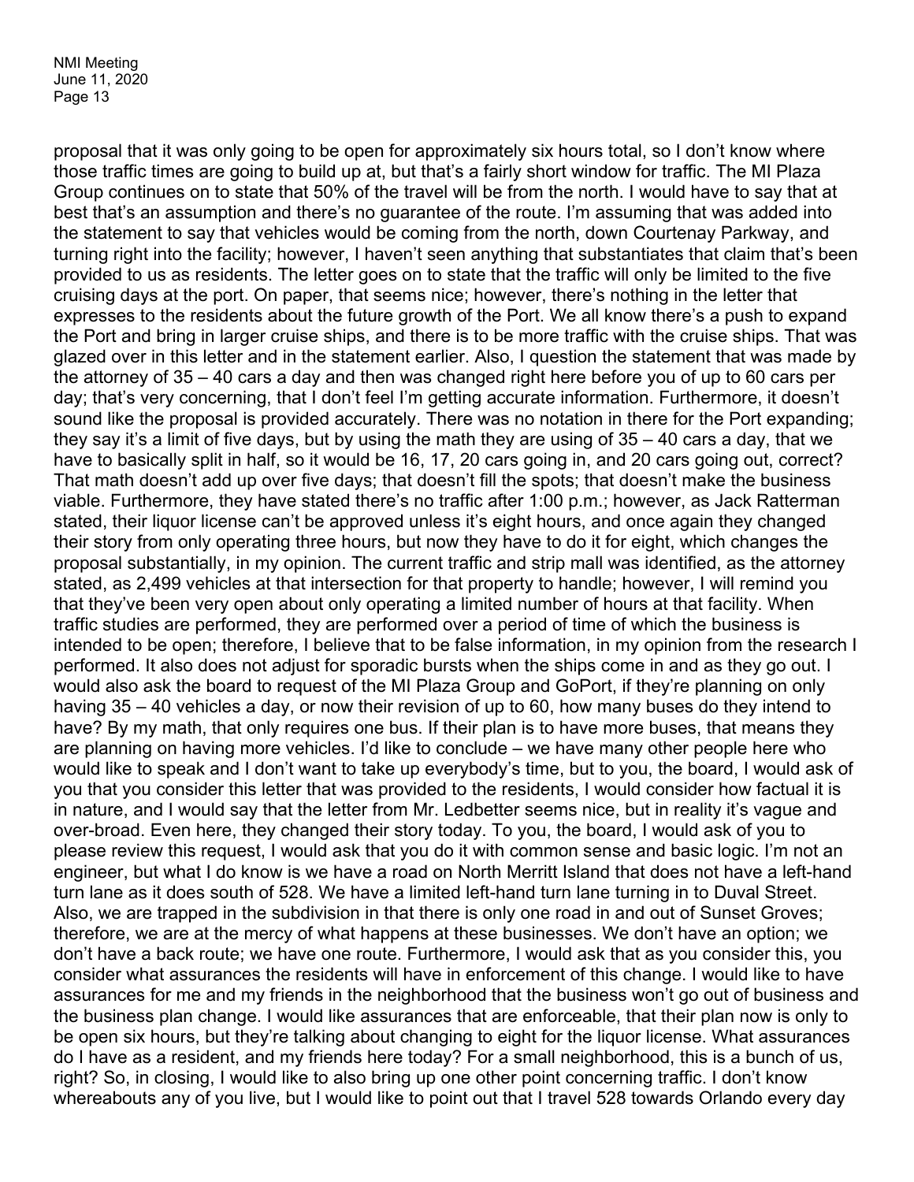proposal that it was only going to be open for approximately six hours total, so I don't know where those traffic times are going to build up at, but that's a fairly short window for traffic. The MI Plaza Group continues on to state that 50% of the travel will be from the north. I would have to say that at best that's an assumption and there's no guarantee of the route. I'm assuming that was added into the statement to say that vehicles would be coming from the north, down Courtenay Parkway, and turning right into the facility; however, I haven't seen anything that substantiates that claim that's been provided to us as residents. The letter goes on to state that the traffic will only be limited to the five cruising days at the port. On paper, that seems nice; however, there's nothing in the letter that expresses to the residents about the future growth of the Port. We all know there's a push to expand the Port and bring in larger cruise ships, and there is to be more traffic with the cruise ships. That was glazed over in this letter and in the statement earlier. Also, I question the statement that was made by the attorney of 35 – 40 cars a day and then was changed right here before you of up to 60 cars per day; that's very concerning, that I don't feel I'm getting accurate information. Furthermore, it doesn't sound like the proposal is provided accurately. There was no notation in there for the Port expanding; they say it's a limit of five days, but by using the math they are using of 35 – 40 cars a day, that we have to basically split in half, so it would be 16, 17, 20 cars going in, and 20 cars going out, correct? That math doesn't add up over five days; that doesn't fill the spots; that doesn't make the business viable. Furthermore, they have stated there's no traffic after 1:00 p.m.; however, as Jack Ratterman stated, their liquor license can't be approved unless it's eight hours, and once again they changed their story from only operating three hours, but now they have to do it for eight, which changes the proposal substantially, in my opinion. The current traffic and strip mall was identified, as the attorney stated, as 2,499 vehicles at that intersection for that property to handle; however, I will remind you that they've been very open about only operating a limited number of hours at that facility. When traffic studies are performed, they are performed over a period of time of which the business is intended to be open; therefore, I believe that to be false information, in my opinion from the research I performed. It also does not adjust for sporadic bursts when the ships come in and as they go out. I would also ask the board to request of the MI Plaza Group and GoPort, if they're planning on only having 35 – 40 vehicles a day, or now their revision of up to 60, how many buses do they intend to have? By my math, that only requires one bus. If their plan is to have more buses, that means they are planning on having more vehicles. I'd like to conclude – we have many other people here who would like to speak and I don't want to take up everybody's time, but to you, the board, I would ask of you that you consider this letter that was provided to the residents, I would consider how factual it is in nature, and I would say that the letter from Mr. Ledbetter seems nice, but in reality it's vague and over-broad. Even here, they changed their story today. To you, the board, I would ask of you to please review this request, I would ask that you do it with common sense and basic logic. I'm not an engineer, but what I do know is we have a road on North Merritt Island that does not have a left-hand turn lane as it does south of 528. We have a limited left-hand turn lane turning in to Duval Street. Also, we are trapped in the subdivision in that there is only one road in and out of Sunset Groves; therefore, we are at the mercy of what happens at these businesses. We don't have an option; we don't have a back route; we have one route. Furthermore, I would ask that as you consider this, you consider what assurances the residents will have in enforcement of this change. I would like to have assurances for me and my friends in the neighborhood that the business won't go out of business and the business plan change. I would like assurances that are enforceable, that their plan now is only to be open six hours, but they're talking about changing to eight for the liquor license. What assurances do I have as a resident, and my friends here today? For a small neighborhood, this is a bunch of us, right? So, in closing, I would like to also bring up one other point concerning traffic. I don't know whereabouts any of you live, but I would like to point out that I travel 528 towards Orlando every day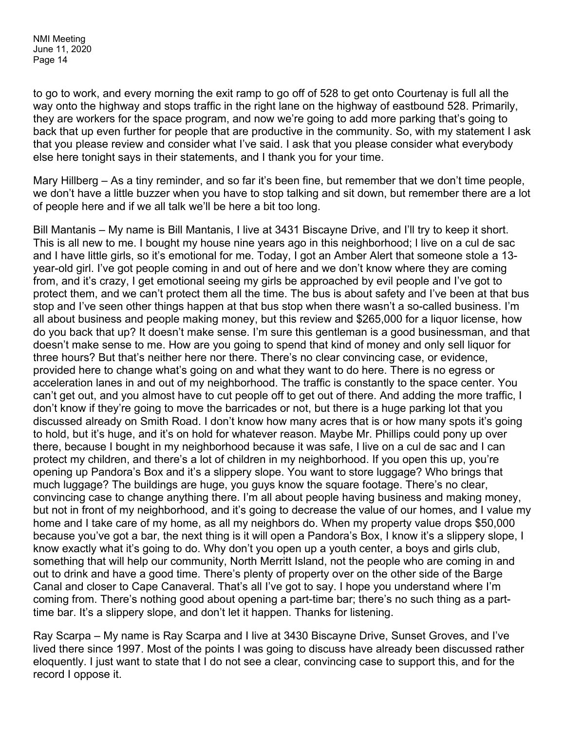to go to work, and every morning the exit ramp to go off of 528 to get onto Courtenay is full all the way onto the highway and stops traffic in the right lane on the highway of eastbound 528. Primarily, they are workers for the space program, and now we're going to add more parking that's going to back that up even further for people that are productive in the community. So, with my statement I ask that you please review and consider what I've said. I ask that you please consider what everybody else here tonight says in their statements, and I thank you for your time.

Mary Hillberg – As a tiny reminder, and so far it's been fine, but remember that we don't time people, we don't have a little buzzer when you have to stop talking and sit down, but remember there are a lot of people here and if we all talk we'll be here a bit too long.

Bill Mantanis – My name is Bill Mantanis, I live at 3431 Biscayne Drive, and I'll try to keep it short. This is all new to me. I bought my house nine years ago in this neighborhood; I live on a cul de sac and I have little girls, so it's emotional for me. Today, I got an Amber Alert that someone stole a 13-year-old girl. I've got people coming in and out of here and we don't know where they are coming from, and it's crazy, I get emotional seeing my girls be approached by evil people and I've got to protect them, and we can't protect them all the time. The bus is about safety and I've been at that bus stop and I've seen other things happen at that bus stop when there wasn't a so-called business. I'm all about business and people making money, but this review and $265,000 for a liquor license, how do you back that up? It doesn't make sense. I'm sure this gentleman is a good businessman, and that doesn't make sense to me. How are you going to spend that kind of money and only sell liquor for three hours? But that's neither here nor there. There's no clear convincing case, or evidence, provided here to change what's going on and what they want to do here. There is no egress or acceleration lanes in and out of my neighborhood. The traffic is constantly to the space center. You can't get out, and you almost have to cut people off to get out of there. And adding the more traffic, I don't know if they're going to move the barricades or not, but there is a huge parking lot that you discussed already on Smith Road. I don't know how many acres that is or how many spots it's going to hold, but it's huge, and it's on hold for whatever reason. Maybe Mr. Phillips could pony up over there, because I bought in my neighborhood because it was safe, I live on a cul de sac and I can protect my children, and there's a lot of children in my neighborhood. If you open this up, you're opening up Pandora's Box and it's a slippery slope. You want to store luggage? Who brings that much luggage? The buildings are huge, you guys know the square footage. There's no clear, convincing case to change anything there. I'm all about people having business and making money, but not in front of my neighborhood, and it's going to decrease the value of our homes, and I value my home and I take care of my home, as all my neighbors do. When my property value drops $50,000 because you've got a bar, the next thing is it will open a Pandora's Box, I know it's a slippery slope, I know exactly what it's going to do. Why don't you open up a youth center, a boys and girls club, something that will help our community, North Merritt Island, not the people who are coming in and out to drink and have a good time. There's plenty of property over on the other side of the Barge Canal and closer to Cape Canaveral. That's all I've got to say. I hope you understand where I'm coming from. There's nothing good about opening a part-time bar; there's no such thing as a part-time bar. It's a slippery slope, and don't let it happen. Thanks for listening.

Ray Scarpa – My name is Ray Scarpa and I live at 3430 Biscayne Drive, Sunset Groves, and I've lived there since 1997. Most of the points I was going to discuss have already been discussed rather eloquently. I just want to state that I do not see a clear, convincing case to support this, and for the record I oppose it.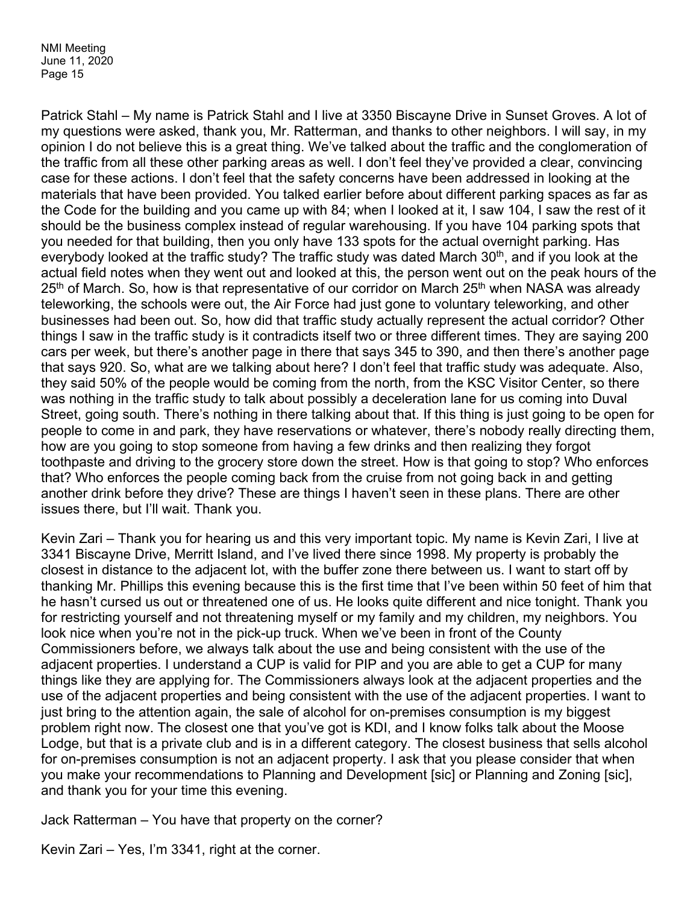Patrick Stahl – My name is Patrick Stahl and I live at 3350 Biscayne Drive in Sunset Groves. A lot of my questions were asked, thank you, Mr. Ratterman, and thanks to other neighbors. I will say, in my opinion I do not believe this is a great thing. We've talked about the traffic and the conglomeration of the traffic from all these other parking areas as well. I don't feel they've provided a clear, convincing case for these actions. I don't feel that the safety concerns have been addressed in looking at the materials that have been provided. You talked earlier before about different parking spaces as far as the Code for the building and you came up with 84; when I looked at it, I saw 104, I saw the rest of it should be the business complex instead of regular warehousing. If you have 104 parking spots that you needed for that building, then you only have 133 spots for the actual overnight parking. Has everybody looked at the traffic study? The traffic study was dated March 30th, and if you look at the actual field notes when they went out and looked at this, the person went out on the peak hours of the 25th of March. So, how is that representative of our corridor on March 25th when NASA was already teleworking, the schools were out, the Air Force had just gone to voluntary teleworking, and other businesses had been out. So, how did that traffic study actually represent the actual corridor? Other things I saw in the traffic study is it contradicts itself two or three different times. They are saying 200 cars per week, but there's another page in there that says 345 to 390, and then there's another page that says 920. So, what are we talking about here? I don't feel that traffic study was adequate. Also, they said 50% of the people would be coming from the north, from the KSC Visitor Center, so there was nothing in the traffic study to talk about possibly a deceleration lane for us coming into Duval Street, going south. There's nothing in there talking about that. If this thing is just going to be open for people to come in and park, they have reservations or whatever, there's nobody really directing them, how are you going to stop someone from having a few drinks and then realizing they forgot toothpaste and driving to the grocery store down the street. How is that going to stop? Who enforces that? Who enforces the people coming back from the cruise from not going back in and getting another drink before they drive? These are things I haven't seen in these plans. There are other issues there, but I'll wait. Thank you.

Kevin Zari – Thank you for hearing us and this very important topic. My name is Kevin Zari, I live at 3341 Biscayne Drive, Merritt Island, and I've lived there since 1998. My property is probably the closest in distance to the adjacent lot, with the buffer zone there between us. I want to start off by thanking Mr. Phillips this evening because this is the first time that I've been within 50 feet of him that he hasn't cursed us out or threatened one of us. He looks quite different and nice tonight. Thank you for restricting yourself and not threatening myself or my family and my children, my neighbors. You look nice when you're not in the pick-up truck. When we've been in front of the County Commissioners before, we always talk about the use and being consistent with the use of the adjacent properties. I understand a CUP is valid for PIP and you are able to get a CUP for many things like they are applying for. The Commissioners always look at the adjacent properties and the use of the adjacent properties and being consistent with the use of the adjacent properties. I want to just bring to the attention again, the sale of alcohol for on-premises consumption is my biggest problem right now. The closest one that you've got is KDI, and I know folks talk about the Moose Lodge, but that is a private club and is in a different category. The closest business that sells alcohol for on-premises consumption is not an adjacent property. I ask that you please consider that when you make your recommendations to Planning and Development [sic] or Planning and Zoning [sic], and thank you for your time this evening.

Jack Ratterman – You have that property on the corner?

Kevin Zari – Yes, I'm 3341, right at the corner.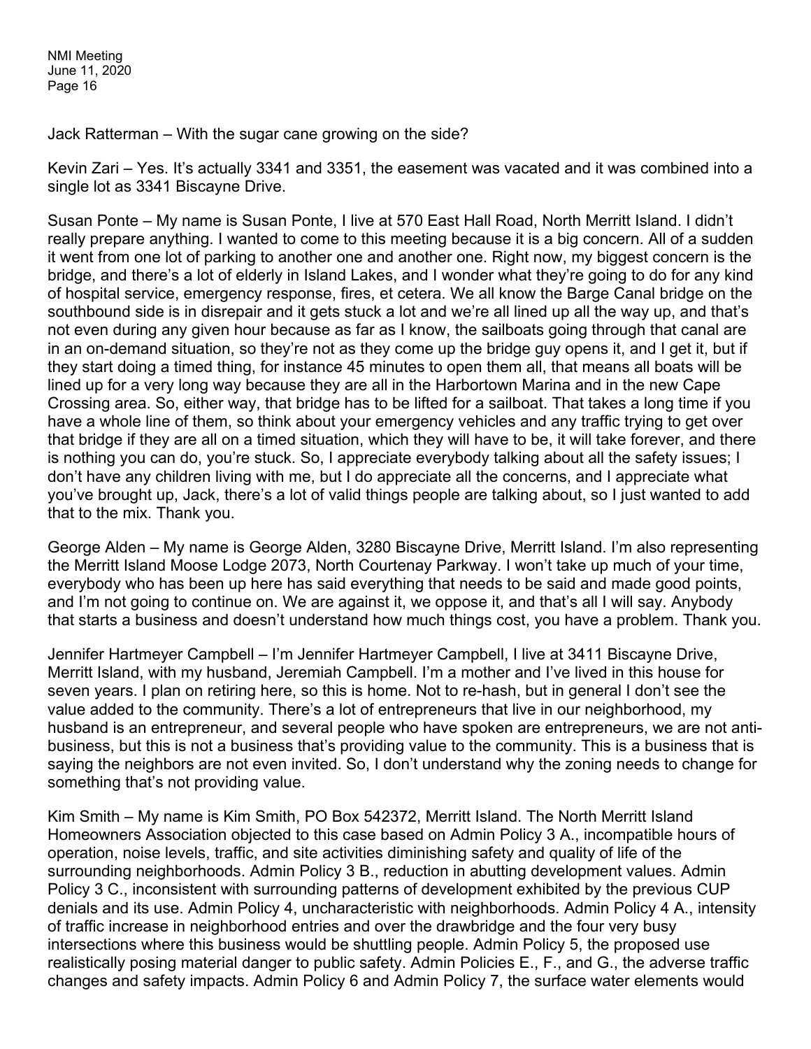Jack Ratterman – With the sugar cane growing on the side?

Kevin Zari – Yes. It's actually 3341 and 3351, the easement was vacated and it was combined into a single lot as 3341 Biscayne Drive.

Susan Ponte – My name is Susan Ponte, I live at 570 East Hall Road, North Merritt Island. I didn't really prepare anything. I wanted to come to this meeting because it is a big concern. All of a sudden it went from one lot of parking to another one and another one. Right now, my biggest concern is the bridge, and there's a lot of elderly in Island Lakes, and I wonder what they're going to do for any kind of hospital service, emergency response, fires, et cetera. We all know the Barge Canal bridge on the southbound side is in disrepair and it gets stuck a lot and we're all lined up all the way up, and that's not even during any given hour because as far as I know, the sailboats going through that canal are in an on-demand situation, so they're not as they come up the bridge guy opens it, and I get it, but if they start doing a timed thing, for instance 45 minutes to open them all, that means all boats will be lined up for a very long way because they are all in the Harbortown Marina and in the new Cape Crossing area. So, either way, that bridge has to be lifted for a sailboat. That takes a long time if you have a whole line of them, so think about your emergency vehicles and any traffic trying to get over that bridge if they are all on a timed situation, which they will have to be, it will take forever, and there is nothing you can do, you're stuck. So, I appreciate everybody talking about all the safety issues; I don't have any children living with me, but I do appreciate all the concerns, and I appreciate what you've brought up, Jack, there's a lot of valid things people are talking about, so I just wanted to add that to the mix. Thank you.

George Alden – My name is George Alden, 3280 Biscayne Drive, Merritt Island. I'm also representing the Merritt Island Moose Lodge 2073, North Courtenay Parkway. I won't take up much of your time, everybody who has been up here has said everything that needs to be said and made good points, and I'm not going to continue on. We are against it, we oppose it, and that's all I will say. Anybody that starts a business and doesn't understand how much things cost, you have a problem. Thank you.

Jennifer Hartmeyer Campbell – I'm Jennifer Hartmeyer Campbell, I live at 3411 Biscayne Drive, Merritt Island, with my husband, Jeremiah Campbell. I'm a mother and I've lived in this house for seven years. I plan on retiring here, so this is home. Not to re-hash, but in general I don't see the value added to the community. There's a lot of entrepreneurs that live in our neighborhood, my husband is an entrepreneur, and several people who have spoken are entrepreneurs, we are not anti-business, but this is not a business that's providing value to the community. This is a business that is saying the neighbors are not even invited. So, I don't understand why the zoning needs to change for something that's not providing value.

Kim Smith – My name is Kim Smith, PO Box 542372, Merritt Island. The North Merritt Island Homeowners Association objected to this case based on Admin Policy 3 A., incompatible hours of operation, noise levels, traffic, and site activities diminishing safety and quality of life of the surrounding neighborhoods. Admin Policy 3 B., reduction in abutting development values. Admin Policy 3 C., inconsistent with surrounding patterns of development exhibited by the previous CUP denials and its use. Admin Policy 4, uncharacteristic with neighborhoods. Admin Policy 4 A., intensity of traffic increase in neighborhood entries and over the drawbridge and the four very busy intersections where this business would be shuttling people. Admin Policy 5, the proposed use realistically posing material danger to public safety. Admin Policies E., F., and G., the adverse traffic changes and safety impacts. Admin Policy 6 and Admin Policy 7, the surface water elements would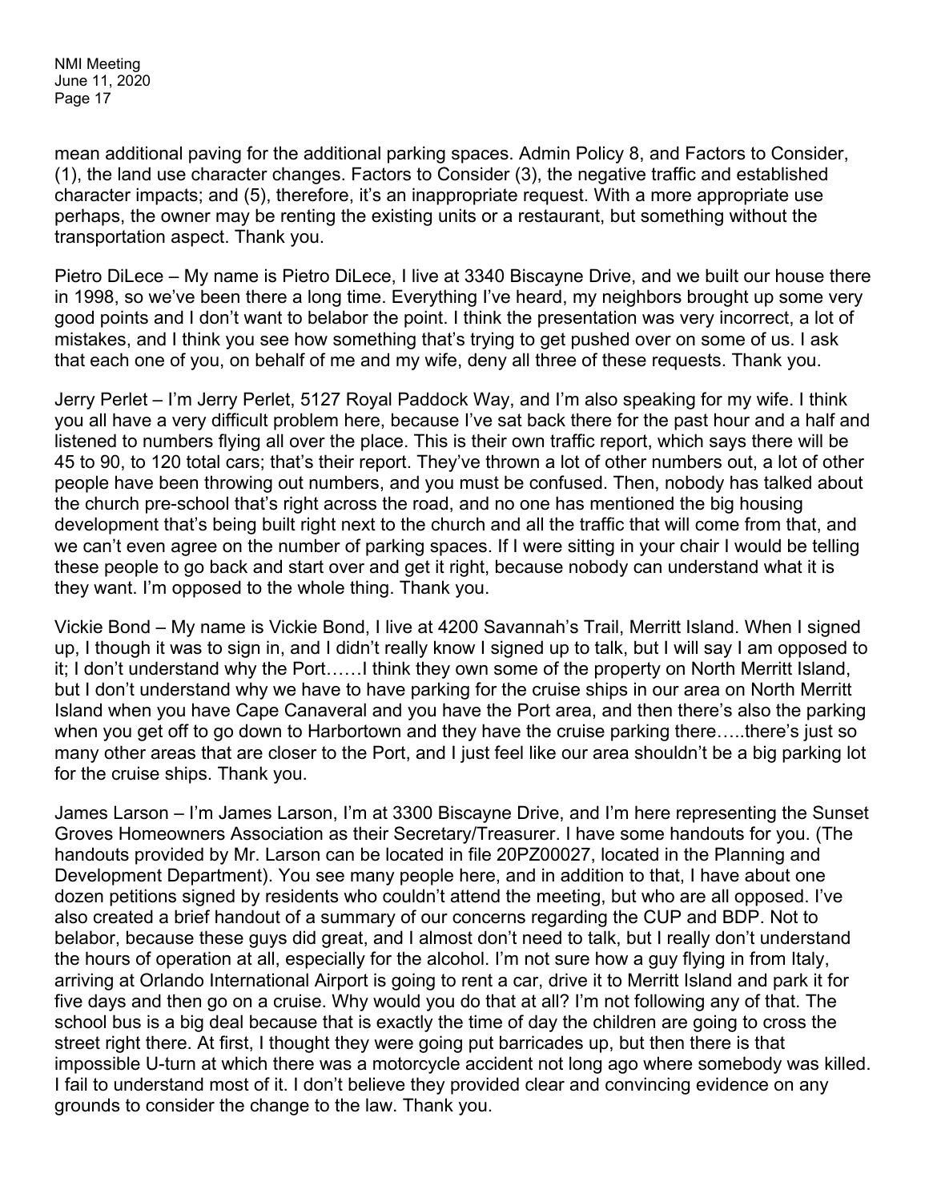mean additional paving for the additional parking spaces. Admin Policy 8, and Factors to Consider, (1), the land use character changes. Factors to Consider (3), the negative traffic and established character impacts; and (5), therefore, it's an inappropriate request. With a more appropriate use perhaps, the owner may be renting the existing units or a restaurant, but something without the transportation aspect. Thank you.

Pietro DiLece – My name is Pietro DiLece, I live at 3340 Biscayne Drive, and we built our house there in 1998, so we've been there a long time. Everything I've heard, my neighbors brought up some very good points and I don't want to belabor the point. I think the presentation was very incorrect, a lot of mistakes, and I think you see how something that's trying to get pushed over on some of us. I ask that each one of you, on behalf of me and my wife, deny all three of these requests. Thank you.

Jerry Perlet – I'm Jerry Perlet, 5127 Royal Paddock Way, and I'm also speaking for my wife. I think you all have a very difficult problem here, because I've sat back there for the past hour and a half and listened to numbers flying all over the place. This is their own traffic report, which says there will be 45 to 90, to 120 total cars; that's their report. They've thrown a lot of other numbers out, a lot of other people have been throwing out numbers, and you must be confused. Then, nobody has talked about the church pre-school that's right across the road, and no one has mentioned the big housing development that's being built right next to the church and all the traffic that will come from that, and we can't even agree on the number of parking spaces. If I were sitting in your chair I would be telling these people to go back and start over and get it right, because nobody can understand what it is they want. I'm opposed to the whole thing. Thank you.

Vickie Bond – My name is Vickie Bond, I live at 4200 Savannah's Trail, Merritt Island. When I signed up, I though it was to sign in, and I didn't really know I signed up to talk, but I will say I am opposed to it; I don't understand why the Port……I think they own some of the property on North Merritt Island, but I don't understand why we have to have parking for the cruise ships in our area on North Merritt Island when you have Cape Canaveral and you have the Port area, and then there's also the parking when you get off to go down to Harbortown and they have the cruise parking there…..there's just so many other areas that are closer to the Port, and I just feel like our area shouldn't be a big parking lot for the cruise ships. Thank you.

James Larson – I'm James Larson, I'm at 3300 Biscayne Drive, and I'm here representing the Sunset Groves Homeowners Association as their Secretary/Treasurer. I have some handouts for you. (The handouts provided by Mr. Larson can be located in file 20PZ00027, located in the Planning and Development Department). You see many people here, and in addition to that, I have about one dozen petitions signed by residents who couldn't attend the meeting, but who are all opposed. I've also created a brief handout of a summary of our concerns regarding the CUP and BDP. Not to belabor, because these guys did great, and I almost don't need to talk, but I really don't understand the hours of operation at all, especially for the alcohol. I'm not sure how a guy flying in from Italy, arriving at Orlando International Airport is going to rent a car, drive it to Merritt Island and park it for five days and then go on a cruise. Why would you do that at all? I'm not following any of that. The school bus is a big deal because that is exactly the time of day the children are going to cross the street right there. At first, I thought they were going put barricades up, but then there is that impossible U-turn at which there was a motorcycle accident not long ago where somebody was killed. I fail to understand most of it. I don't believe they provided clear and convincing evidence on any grounds to consider the change to the law. Thank you.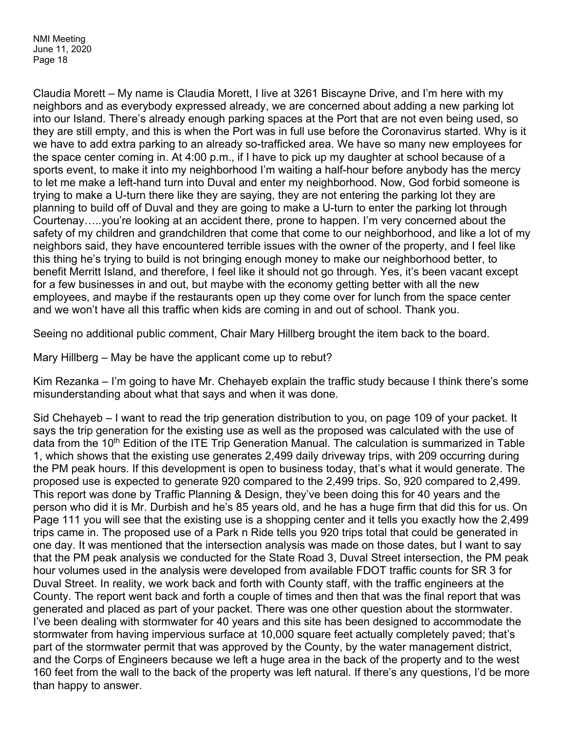Claudia Morett – My name is Claudia Morett, I live at 3261 Biscayne Drive, and I'm here with my neighbors and as everybody expressed already, we are concerned about adding a new parking lot into our Island. There's already enough parking spaces at the Port that are not even being used, so they are still empty, and this is when the Port was in full use before the Coronavirus started. Why is it we have to add extra parking to an already so-trafficked area. We have so many new employees for the space center coming in. At 4:00 p.m., if I have to pick up my daughter at school because of a sports event, to make it into my neighborhood I'm waiting a half-hour before anybody has the mercy to let me make a left-hand turn into Duval and enter my neighborhood. Now, God forbid someone is trying to make a U-turn there like they are saying, they are not entering the parking lot they are planning to build off of Duval and they are going to make a U-turn to enter the parking lot through Courtenay…..you're looking at an accident there, prone to happen. I'm very concerned about the safety of my children and grandchildren that come that come to our neighborhood, and like a lot of my neighbors said, they have encountered terrible issues with the owner of the property, and I feel like this thing he's trying to build is not bringing enough money to make our neighborhood better, to benefit Merritt Island, and therefore, I feel like it should not go through. Yes, it's been vacant except for a few businesses in and out, but maybe with the economy getting better with all the new employees, and maybe if the restaurants open up they come over for lunch from the space center and we won't have all this traffic when kids are coming in and out of school. Thank you.

Seeing no additional public comment, Chair Mary Hillberg brought the item back to the board.

Mary Hillberg – May be have the applicant come up to rebut?

Kim Rezanka – I'm going to have Mr. Chehayeb explain the traffic study because I think there's some misunderstanding about what that says and when it was done.

Sid Chehayeb – I want to read the trip generation distribution to you, on page 109 of your packet. It says the trip generation for the existing use as well as the proposed was calculated with the use of data from the 10th Edition of the ITE Trip Generation Manual. The calculation is summarized in Table 1, which shows that the existing use generates 2,499 daily driveway trips, with 209 occurring during the PM peak hours. If this development is open to business today, that's what it would generate. The proposed use is expected to generate 920 compared to the 2,499 trips. So, 920 compared to 2,499. This report was done by Traffic Planning & Design, they've been doing this for 40 years and the person who did it is Mr. Durbish and he's 85 years old, and he has a huge firm that did this for us. On Page 111 you will see that the existing use is a shopping center and it tells you exactly how the 2,499 trips came in. The proposed use of a Park n Ride tells you 920 trips total that could be generated in one day. It was mentioned that the intersection analysis was made on those dates, but I want to say that the PM peak analysis we conducted for the State Road 3, Duval Street intersection, the PM peak hour volumes used in the analysis were developed from available FDOT traffic counts for SR 3 for Duval Street. In reality, we work back and forth with County staff, with the traffic engineers at the County. The report went back and forth a couple of times and then that was the final report that was generated and placed as part of your packet. There was one other question about the stormwater. I've been dealing with stormwater for 40 years and this site has been designed to accommodate the stormwater from having impervious surface at 10,000 square feet actually completely paved; that's part of the stormwater permit that was approved by the County, by the water management district, and the Corps of Engineers because we left a huge area in the back of the property and to the west 160 feet from the wall to the back of the property was left natural. If there's any questions, I'd be more than happy to answer.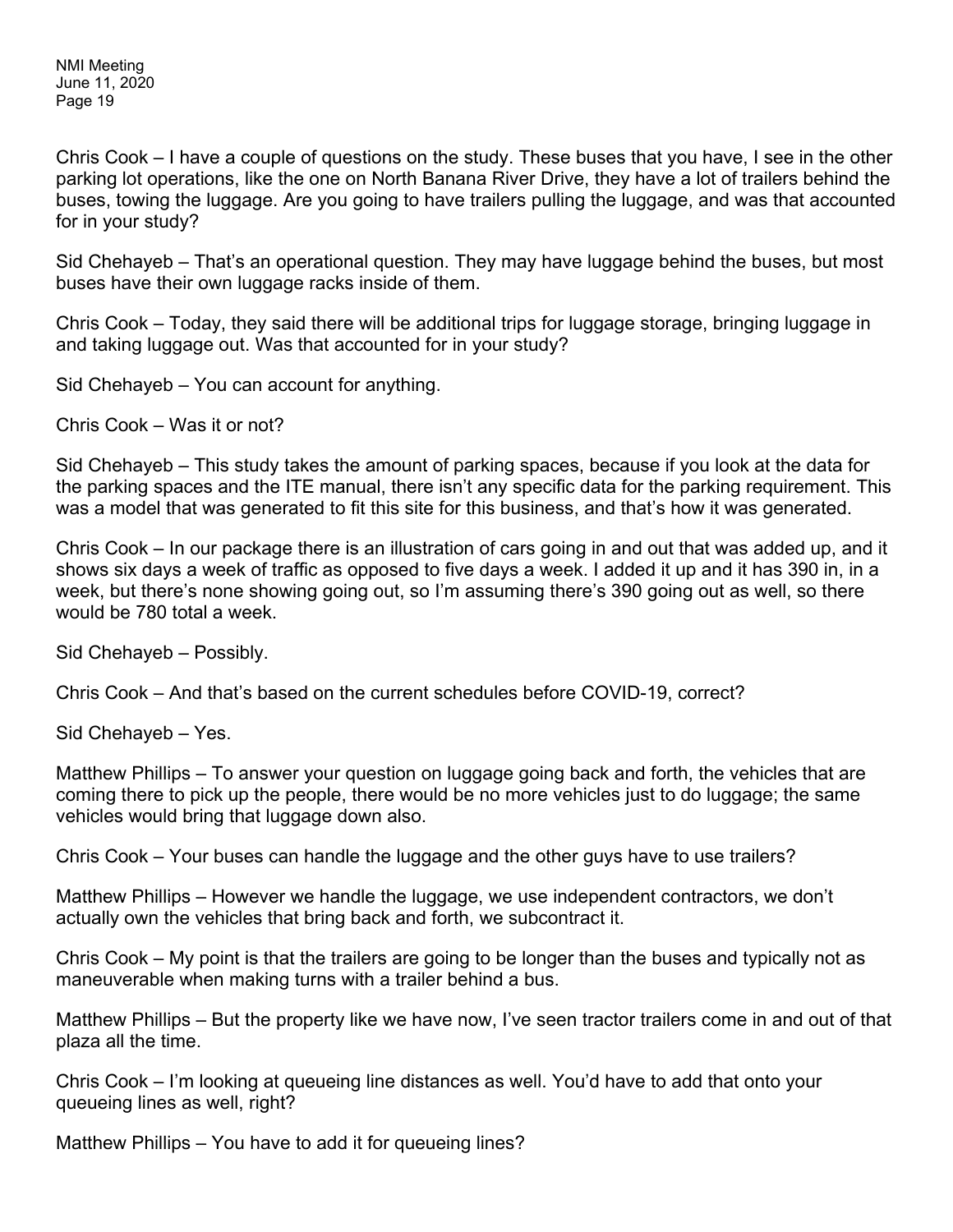Chris Cook – I have a couple of questions on the study. These buses that you have, I see in the other parking lot operations, like the one on North Banana River Drive, they have a lot of trailers behind the buses, towing the luggage. Are you going to have trailers pulling the luggage, and was that accounted for in your study?

Sid Chehayeb – That's an operational question. They may have luggage behind the buses, but most buses have their own luggage racks inside of them.

Chris Cook – Today, they said there will be additional trips for luggage storage, bringing luggage in and taking luggage out. Was that accounted for in your study?

Sid Chehayeb – You can account for anything.

Chris Cook – Was it or not?

Sid Chehayeb – This study takes the amount of parking spaces, because if you look at the data for the parking spaces and the ITE manual, there isn't any specific data for the parking requirement. This was a model that was generated to fit this site for this business, and that's how it was generated.

Chris Cook – In our package there is an illustration of cars going in and out that was added up, and it shows six days a week of traffic as opposed to five days a week. I added it up and it has 390 in, in a week, but there's none showing going out, so I'm assuming there's 390 going out as well, so there would be 780 total a week.

Sid Chehayeb – Possibly.

Chris Cook – And that's based on the current schedules before COVID-19, correct?

Sid Chehayeb – Yes.

Matthew Phillips – To answer your question on luggage going back and forth, the vehicles that are coming there to pick up the people, there would be no more vehicles just to do luggage; the same vehicles would bring that luggage down also.

Chris Cook – Your buses can handle the luggage and the other guys have to use trailers?

Matthew Phillips – However we handle the luggage, we use independent contractors, we don't actually own the vehicles that bring back and forth, we subcontract it.

Chris Cook – My point is that the trailers are going to be longer than the buses and typically not as maneuverable when making turns with a trailer behind a bus.

Matthew Phillips – But the property like we have now, I've seen tractor trailers come in and out of that plaza all the time.

Chris Cook – I'm looking at queueing line distances as well. You'd have to add that onto your queueing lines as well, right?

Matthew Phillips – You have to add it for queueing lines?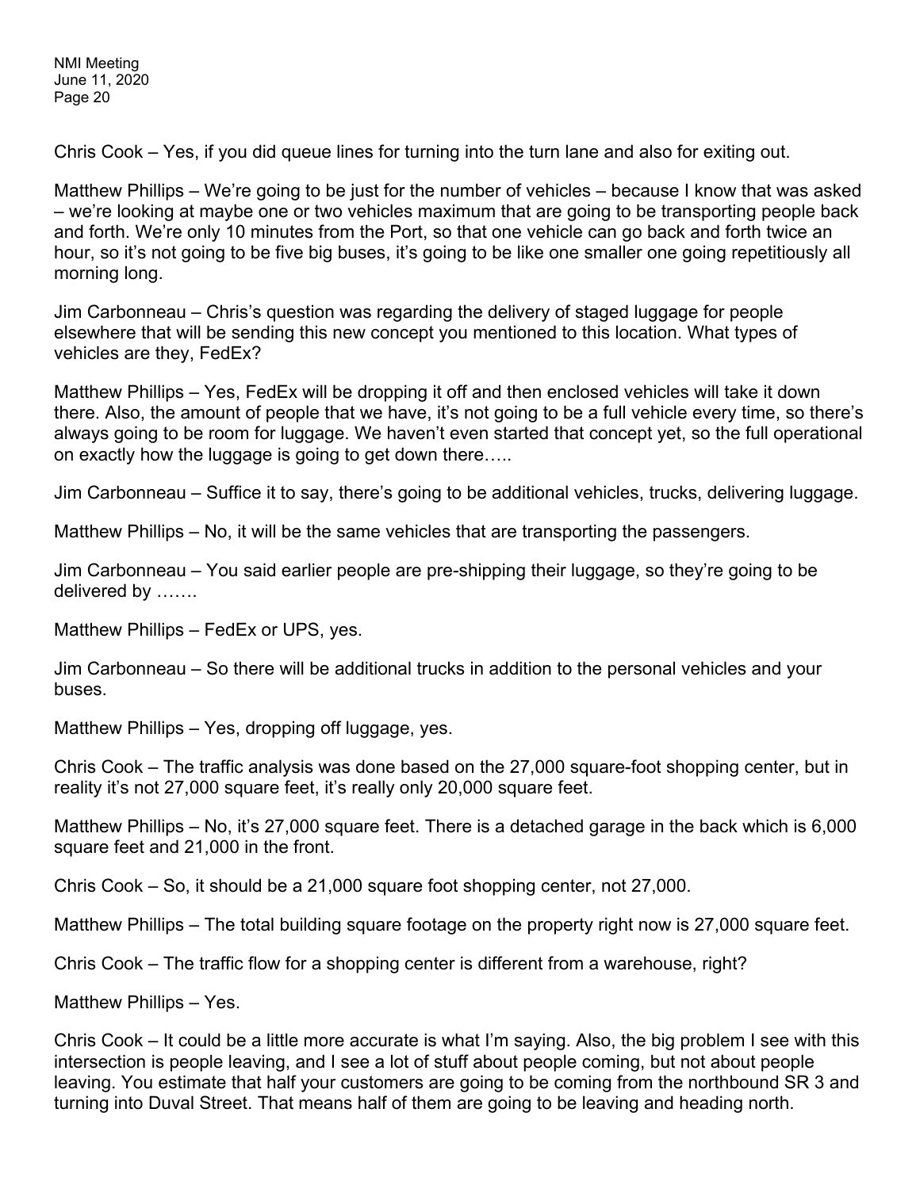Chris Cook – Yes, if you did queue lines for turning into the turn lane and also for exiting out.

Matthew Phillips – We're going to be just for the number of vehicles – because I know that was asked – we're looking at maybe one or two vehicles maximum that are going to be transporting people back and forth. We're only 10 minutes from the Port, so that one vehicle can go back and forth twice an hour, so it's not going to be five big buses, it's going to be like one smaller one going repetitiously all morning long.

Jim Carbonneau – Chris's question was regarding the delivery of staged luggage for people elsewhere that will be sending this new concept you mentioned to this location. What types of vehicles are they, FedEx?

Matthew Phillips – Yes, FedEx will be dropping it off and then enclosed vehicles will take it down there. Also, the amount of people that we have, it's not going to be a full vehicle every time, so there's always going to be room for luggage. We haven't even started that concept yet, so the full operational on exactly how the luggage is going to get down there…..

Jim Carbonneau – Suffice it to say, there's going to be additional vehicles, trucks, delivering luggage.

Matthew Phillips – No, it will be the same vehicles that are transporting the passengers.

Jim Carbonneau – You said earlier people are pre-shipping their luggage, so they're going to be delivered by …….

Matthew Phillips – FedEx or UPS, yes.

Jim Carbonneau – So there will be additional trucks in addition to the personal vehicles and your buses.

Matthew Phillips – Yes, dropping off luggage, yes.

Chris Cook – The traffic analysis was done based on the 27,000 square-foot shopping center, but in reality it's not 27,000 square feet, it's really only 20,000 square feet.

Matthew Phillips – No, it's 27,000 square feet. There is a detached garage in the back which is 6,000 square feet and 21,000 in the front.

Chris Cook – So, it should be a 21,000 square foot shopping center, not 27,000.

Matthew Phillips – The total building square footage on the property right now is 27,000 square feet.

Chris Cook – The traffic flow for a shopping center is different from a warehouse, right?

Matthew Phillips – Yes.

Chris Cook – It could be a little more accurate is what I'm saying. Also, the big problem I see with this intersection is people leaving, and I see a lot of stuff about people coming, but not about people leaving. You estimate that half your customers are going to be coming from the northbound SR 3 and turning into Duval Street. That means half of them are going to be leaving and heading north.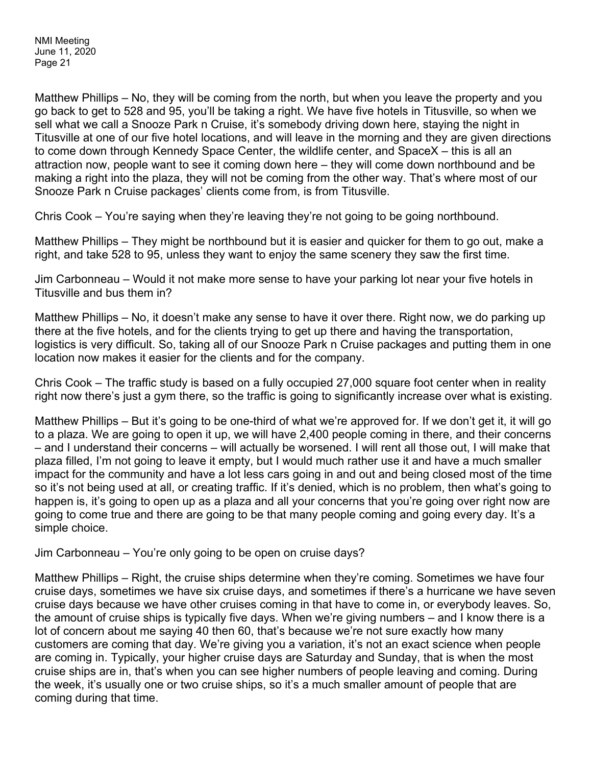Matthew Phillips – No, they will be coming from the north, but when you leave the property and you go back to get to 528 and 95, you'll be taking a right. We have five hotels in Titusville, so when we sell what we call a Snooze Park n Cruise, it's somebody driving down here, staying the night in Titusville at one of our five hotel locations, and will leave in the morning and they are given directions to come down through Kennedy Space Center, the wildlife center, and SpaceX – this is all an attraction now, people want to see it coming down here – they will come down northbound and be making a right into the plaza, they will not be coming from the other way. That's where most of our Snooze Park n Cruise packages' clients come from, is from Titusville.

Chris Cook – You're saying when they're leaving they're not going to be going northbound.

Matthew Phillips – They might be northbound but it is easier and quicker for them to go out, make a right, and take 528 to 95, unless they want to enjoy the same scenery they saw the first time.

Jim Carbonneau – Would it not make more sense to have your parking lot near your five hotels in Titusville and bus them in?

Matthew Phillips – No, it doesn't make any sense to have it over there. Right now, we do parking up there at the five hotels, and for the clients trying to get up there and having the transportation, logistics is very difficult. So, taking all of our Snooze Park n Cruise packages and putting them in one location now makes it easier for the clients and for the company.

Chris Cook – The traffic study is based on a fully occupied 27,000 square foot center when in reality right now there's just a gym there, so the traffic is going to significantly increase over what is existing.

Matthew Phillips – But it's going to be one-third of what we're approved for. If we don't get it, it will go to a plaza. We are going to open it up, we will have 2,400 people coming in there, and their concerns – and I understand their concerns – will actually be worsened. I will rent all those out, I will make that plaza filled, I'm not going to leave it empty, but I would much rather use it and have a much smaller impact for the community and have a lot less cars going in and out and being closed most of the time so it's not being used at all, or creating traffic. If it's denied, which is no problem, then what's going to happen is, it's going to open up as a plaza and all your concerns that you're going over right now are going to come true and there are going to be that many people coming and going every day. It's a simple choice.

Jim Carbonneau – You're only going to be open on cruise days?

Matthew Phillips – Right, the cruise ships determine when they're coming. Sometimes we have four cruise days, sometimes we have six cruise days, and sometimes if there's a hurricane we have seven cruise days because we have other cruises coming in that have to come in, or everybody leaves. So, the amount of cruise ships is typically five days. When we're giving numbers – and I know there is a lot of concern about me saying 40 then 60, that's because we're not sure exactly how many customers are coming that day. We're giving you a variation, it's not an exact science when people are coming in. Typically, your higher cruise days are Saturday and Sunday, that is when the most cruise ships are in, that's when you can see higher numbers of people leaving and coming. During the week, it's usually one or two cruise ships, so it's a much smaller amount of people that are coming during that time.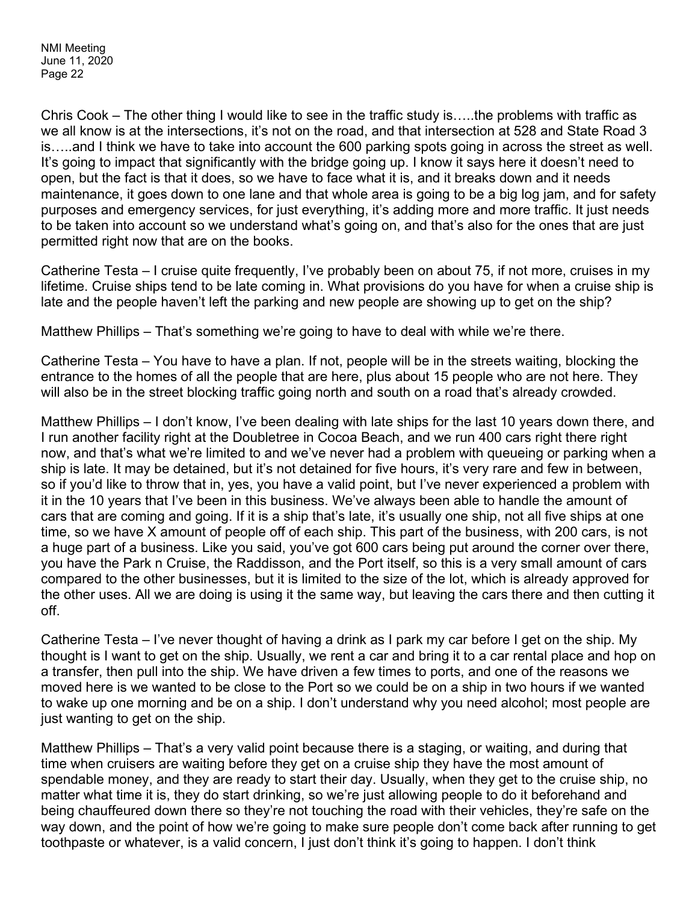Chris Cook – The other thing I would like to see in the traffic study is…..the problems with traffic as we all know is at the intersections, it's not on the road, and that intersection at 528 and State Road 3 is…..and I think we have to take into account the 600 parking spots going in across the street as well. It's going to impact that significantly with the bridge going up. I know it says here it doesn't need to open, but the fact is that it does, so we have to face what it is, and it breaks down and it needs maintenance, it goes down to one lane and that whole area is going to be a big log jam, and for safety purposes and emergency services, for just everything, it's adding more and more traffic. It just needs to be taken into account so we understand what's going on, and that's also for the ones that are just permitted right now that are on the books.

Catherine Testa – I cruise quite frequently, I've probably been on about 75, if not more, cruises in my lifetime. Cruise ships tend to be late coming in. What provisions do you have for when a cruise ship is late and the people haven't left the parking and new people are showing up to get on the ship?

Matthew Phillips – That's something we're going to have to deal with while we're there.

Catherine Testa – You have to have a plan. If not, people will be in the streets waiting, blocking the entrance to the homes of all the people that are here, plus about 15 people who are not here. They will also be in the street blocking traffic going north and south on a road that's already crowded.

Matthew Phillips – I don't know, I've been dealing with late ships for the last 10 years down there, and I run another facility right at the Doubletree in Cocoa Beach, and we run 400 cars right there right now, and that's what we're limited to and we've never had a problem with queueing or parking when a ship is late. It may be detained, but it's not detained for five hours, it's very rare and few in between, so if you'd like to throw that in, yes, you have a valid point, but I've never experienced a problem with it in the 10 years that I've been in this business. We've always been able to handle the amount of cars that are coming and going. If it is a ship that's late, it's usually one ship, not all five ships at one time, so we have X amount of people off of each ship. This part of the business, with 200 cars, is not a huge part of a business. Like you said, you've got 600 cars being put around the corner over there, you have the Park n Cruise, the Raddisson, and the Port itself, so this is a very small amount of cars compared to the other businesses, but it is limited to the size of the lot, which is already approved for the other uses. All we are doing is using it the same way, but leaving the cars there and then cutting it off.

Catherine Testa – I've never thought of having a drink as I park my car before I get on the ship. My thought is I want to get on the ship. Usually, we rent a car and bring it to a car rental place and hop on a transfer, then pull into the ship. We have driven a few times to ports, and one of the reasons we moved here is we wanted to be close to the Port so we could be on a ship in two hours if we wanted to wake up one morning and be on a ship. I don't understand why you need alcohol; most people are just wanting to get on the ship.

Matthew Phillips – That's a very valid point because there is a staging, or waiting, and during that time when cruisers are waiting before they get on a cruise ship they have the most amount of spendable money, and they are ready to start their day. Usually, when they get to the cruise ship, no matter what time it is, they do start drinking, so we're just allowing people to do it beforehand and being chauffeured down there so they're not touching the road with their vehicles, they're safe on the way down, and the point of how we're going to make sure people don't come back after running to get toothpaste or whatever, is a valid concern, I just don't think it's going to happen. I don't think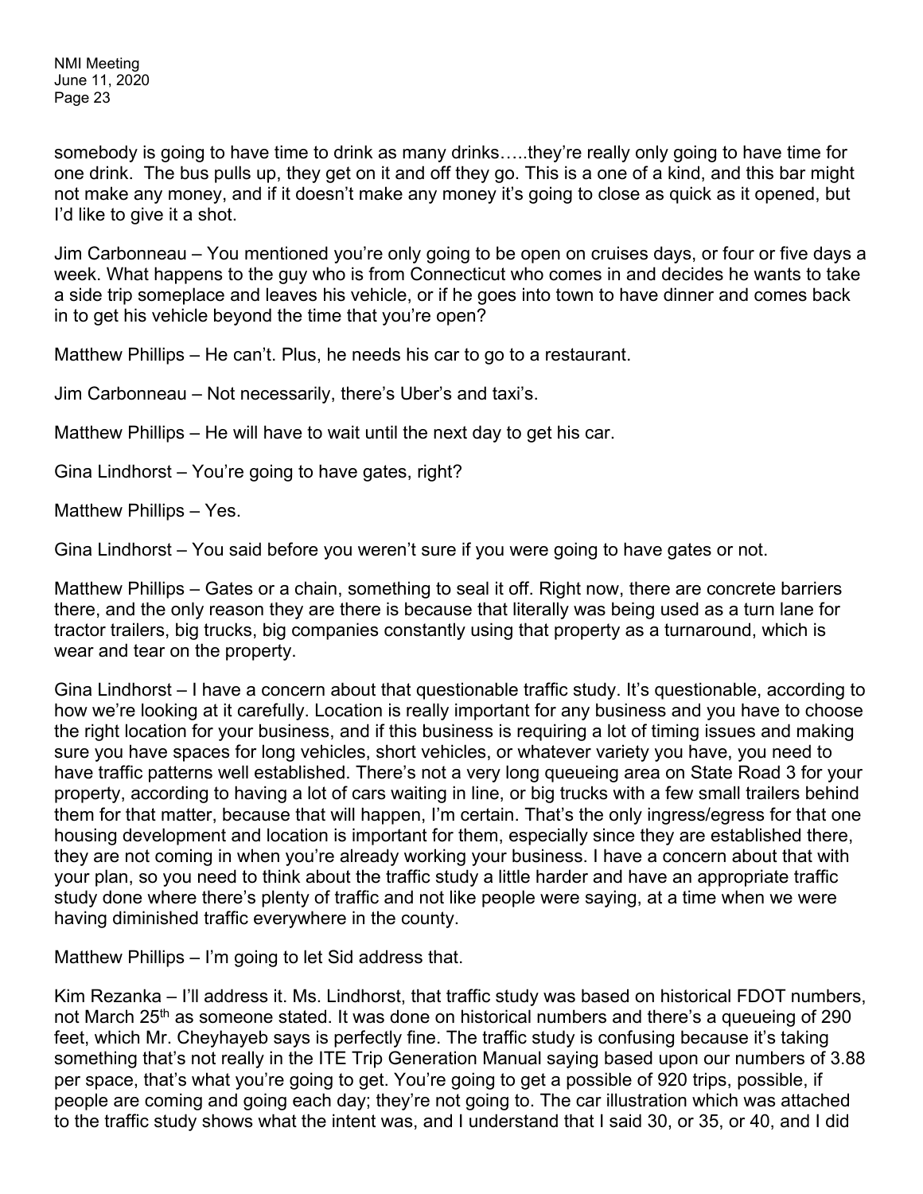somebody is going to have time to drink as many drinks…..they're really only going to have time for one drink. The bus pulls up, they get on it and off they go. This is a one of a kind, and this bar might not make any money, and if it doesn't make any money it's going to close as quick as it opened, but I'd like to give it a shot.

Jim Carbonneau – You mentioned you're only going to be open on cruises days, or four or five days a week. What happens to the guy who is from Connecticut who comes in and decides he wants to take a side trip someplace and leaves his vehicle, or if he goes into town to have dinner and comes back in to get his vehicle beyond the time that you're open?

Matthew Phillips – He can't. Plus, he needs his car to go to a restaurant.

Jim Carbonneau – Not necessarily, there's Uber's and taxi's.

Matthew Phillips – He will have to wait until the next day to get his car.

Gina Lindhorst – You're going to have gates, right?

Matthew Phillips – Yes.

Gina Lindhorst – You said before you weren't sure if you were going to have gates or not.

Matthew Phillips – Gates or a chain, something to seal it off. Right now, there are concrete barriers there, and the only reason they are there is because that literally was being used as a turn lane for tractor trailers, big trucks, big companies constantly using that property as a turnaround, which is wear and tear on the property.

Gina Lindhorst – I have a concern about that questionable traffic study. It's questionable, according to how we're looking at it carefully. Location is really important for any business and you have to choose the right location for your business, and if this business is requiring a lot of timing issues and making sure you have spaces for long vehicles, short vehicles, or whatever variety you have, you need to have traffic patterns well established. There's not a very long queueing area on State Road 3 for your property, according to having a lot of cars waiting in line, or big trucks with a few small trailers behind them for that matter, because that will happen, I'm certain. That's the only ingress/egress for that one housing development and location is important for them, especially since they are established there, they are not coming in when you're already working your business. I have a concern about that with your plan, so you need to think about the traffic study a little harder and have an appropriate traffic study done where there's plenty of traffic and not like people were saying, at a time when we were having diminished traffic everywhere in the county.

Matthew Phillips – I'm going to let Sid address that.

Kim Rezanka – I'll address it. Ms. Lindhorst, that traffic study was based on historical FDOT numbers, not March 25th as someone stated. It was done on historical numbers and there's a queueing of 290 feet, which Mr. Cheyhayeb says is perfectly fine. The traffic study is confusing because it's taking something that's not really in the ITE Trip Generation Manual saying based upon our numbers of 3.88 per space, that's what you're going to get. You're going to get a possible of 920 trips, possible, if people are coming and going each day; they're not going to. The car illustration which was attached to the traffic study shows what the intent was, and I understand that I said 30, or 35, or 40, and I did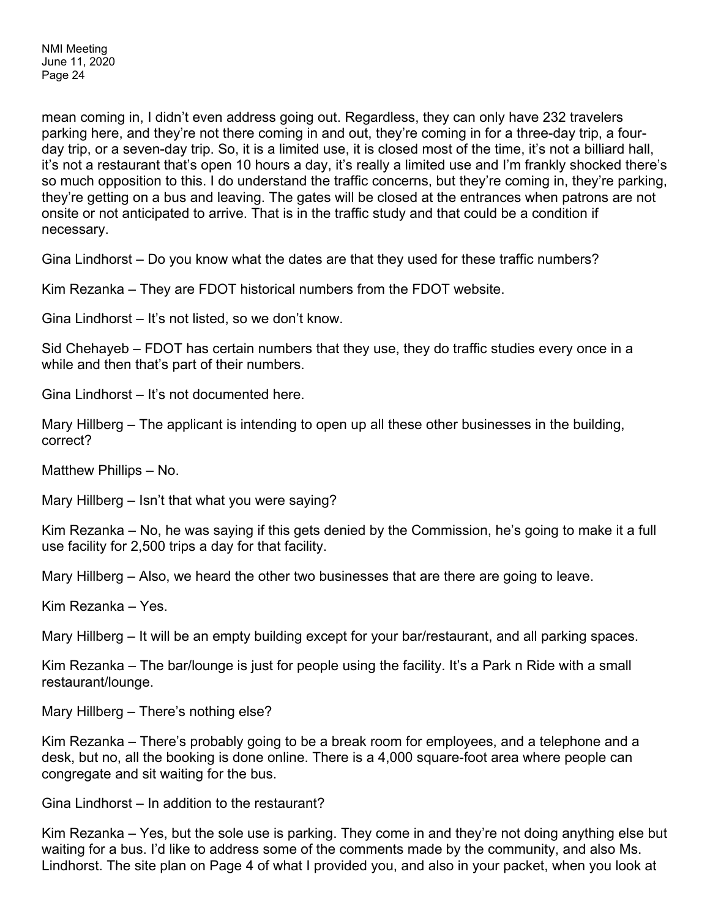mean coming in, I didn't even address going out. Regardless, they can only have 232 travelers parking here, and they're not there coming in and out, they're coming in for a three-day trip, a four-day trip, or a seven-day trip. So, it is a limited use, it is closed most of the time, it's not a billiard hall, it's not a restaurant that's open 10 hours a day, it's really a limited use and I'm frankly shocked there's so much opposition to this. I do understand the traffic concerns, but they're coming in, they're parking, they're getting on a bus and leaving. The gates will be closed at the entrances when patrons are not onsite or not anticipated to arrive. That is in the traffic study and that could be a condition if necessary.

Gina Lindhorst – Do you know what the dates are that they used for these traffic numbers?

Kim Rezanka – They are FDOT historical numbers from the FDOT website.

Gina Lindhorst – It's not listed, so we don't know.

Sid Chehayeb – FDOT has certain numbers that they use, they do traffic studies every once in a while and then that's part of their numbers.

Gina Lindhorst – It's not documented here.

Mary Hillberg – The applicant is intending to open up all these other businesses in the building, correct?

Matthew Phillips – No.

Mary Hillberg – Isn't that what you were saying?

Kim Rezanka – No, he was saying if this gets denied by the Commission, he's going to make it a full use facility for 2,500 trips a day for that facility.

Mary Hillberg – Also, we heard the other two businesses that are there are going to leave.

Kim Rezanka – Yes.

Mary Hillberg – It will be an empty building except for your bar/restaurant, and all parking spaces.

Kim Rezanka – The bar/lounge is just for people using the facility. It's a Park n Ride with a small restaurant/lounge.

Mary Hillberg – There's nothing else?

Kim Rezanka – There's probably going to be a break room for employees, and a telephone and a desk, but no, all the booking is done online. There is a 4,000 square-foot area where people can congregate and sit waiting for the bus.

Gina Lindhorst – In addition to the restaurant?

Kim Rezanka – Yes, but the sole use is parking. They come in and they're not doing anything else but waiting for a bus. I'd like to address some of the comments made by the community, and also Ms. Lindhorst. The site plan on Page 4 of what I provided you, and also in your packet, when you look at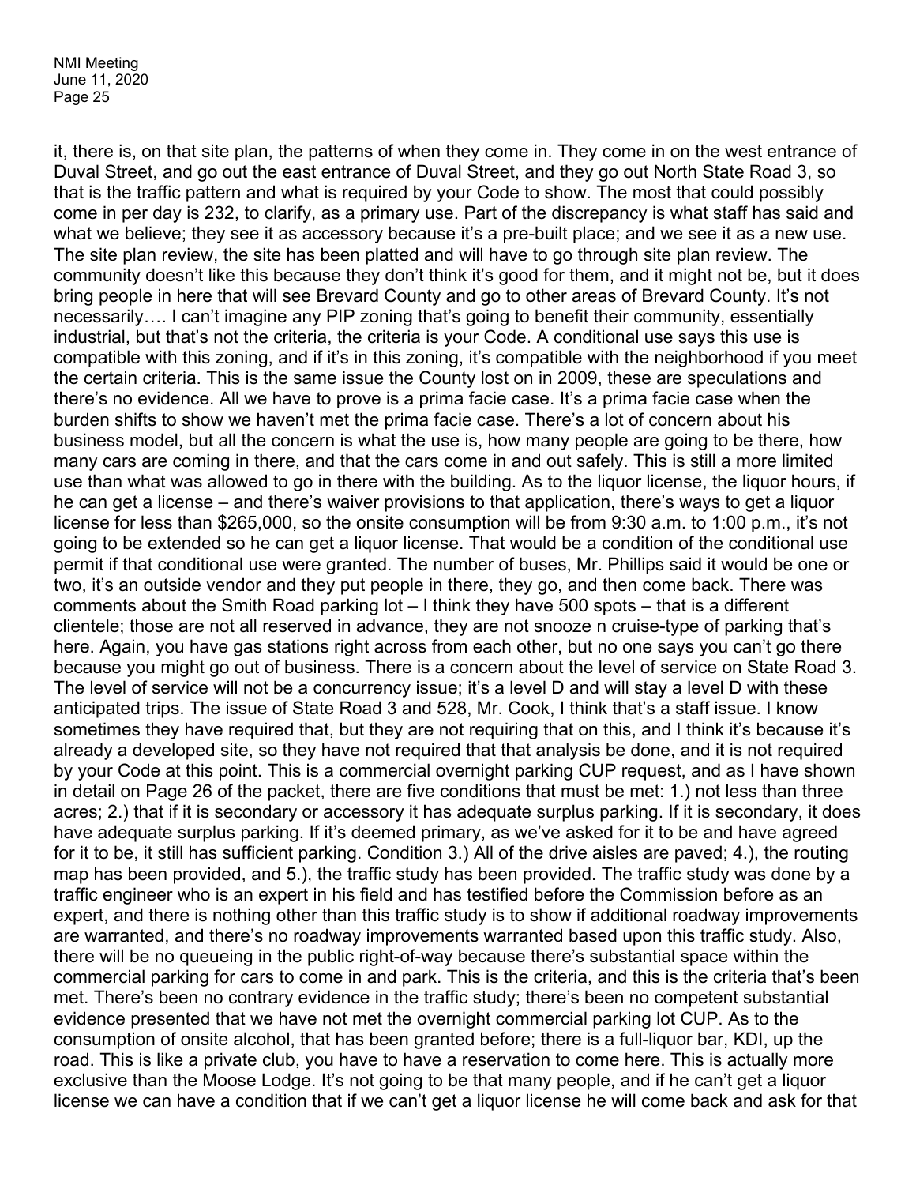it, there is, on that site plan, the patterns of when they come in. They come in on the west entrance of Duval Street, and go out the east entrance of Duval Street, and they go out North State Road 3, so that is the traffic pattern and what is required by your Code to show. The most that could possibly come in per day is 232, to clarify, as a primary use. Part of the discrepancy is what staff has said and what we believe; they see it as accessory because it's a pre-built place; and we see it as a new use. The site plan review, the site has been platted and will have to go through site plan review. The community doesn't like this because they don't think it's good for them, and it might not be, but it does bring people in here that will see Brevard County and go to other areas of Brevard County. It's not necessarily…. I can't imagine any PIP zoning that's going to benefit their community, essentially industrial, but that's not the criteria, the criteria is your Code. A conditional use says this use is compatible with this zoning, and if it's in this zoning, it's compatible with the neighborhood if you meet the certain criteria. This is the same issue the County lost on in 2009, these are speculations and there's no evidence. All we have to prove is a prima facie case. It's a prima facie case when the burden shifts to show we haven't met the prima facie case. There's a lot of concern about his business model, but all the concern is what the use is, how many people are going to be there, how many cars are coming in there, and that the cars come in and out safely. This is still a more limited use than what was allowed to go in there with the building. As to the liquor license, the liquor hours, if he can get a license – and there's waiver provisions to that application, there's ways to get a liquor license for less than $265,000, so the onsite consumption will be from 9:30 a.m. to 1:00 p.m., it's not going to be extended so he can get a liquor license. That would be a condition of the conditional use permit if that conditional use were granted. The number of buses, Mr. Phillips said it would be one or two, it's an outside vendor and they put people in there, they go, and then come back. There was comments about the Smith Road parking lot – I think they have 500 spots – that is a different clientele; those are not all reserved in advance, they are not snooze n cruise-type of parking that's here. Again, you have gas stations right across from each other, but no one says you can't go there because you might go out of business. There is a concern about the level of service on State Road 3. The level of service will not be a concurrency issue; it's a level D and will stay a level D with these anticipated trips. The issue of State Road 3 and 528, Mr. Cook, I think that's a staff issue. I know sometimes they have required that, but they are not requiring that on this, and I think it's because it's already a developed site, so they have not required that that analysis be done, and it is not required by your Code at this point. This is a commercial overnight parking CUP request, and as I have shown in detail on Page 26 of the packet, there are five conditions that must be met: 1.) not less than three acres; 2.) that if it is secondary or accessory it has adequate surplus parking. If it is secondary, it does have adequate surplus parking. If it's deemed primary, as we've asked for it to be and have agreed for it to be, it still has sufficient parking. Condition 3.) All of the drive aisles are paved; 4.), the routing map has been provided, and 5.), the traffic study has been provided. The traffic study was done by a traffic engineer who is an expert in his field and has testified before the Commission before as an expert, and there is nothing other than this traffic study is to show if additional roadway improvements are warranted, and there's no roadway improvements warranted based upon this traffic study. Also, there will be no queueing in the public right-of-way because there's substantial space within the commercial parking for cars to come in and park. This is the criteria, and this is the criteria that's been met. There's been no contrary evidence in the traffic study; there's been no competent substantial evidence presented that we have not met the overnight commercial parking lot CUP. As to the consumption of onsite alcohol, that has been granted before; there is a full-liquor bar, KDI, up the road. This is like a private club, you have to have a reservation to come here. This is actually more exclusive than the Moose Lodge. It's not going to be that many people, and if he can't get a liquor license we can have a condition that if we can't get a liquor license he will come back and ask for that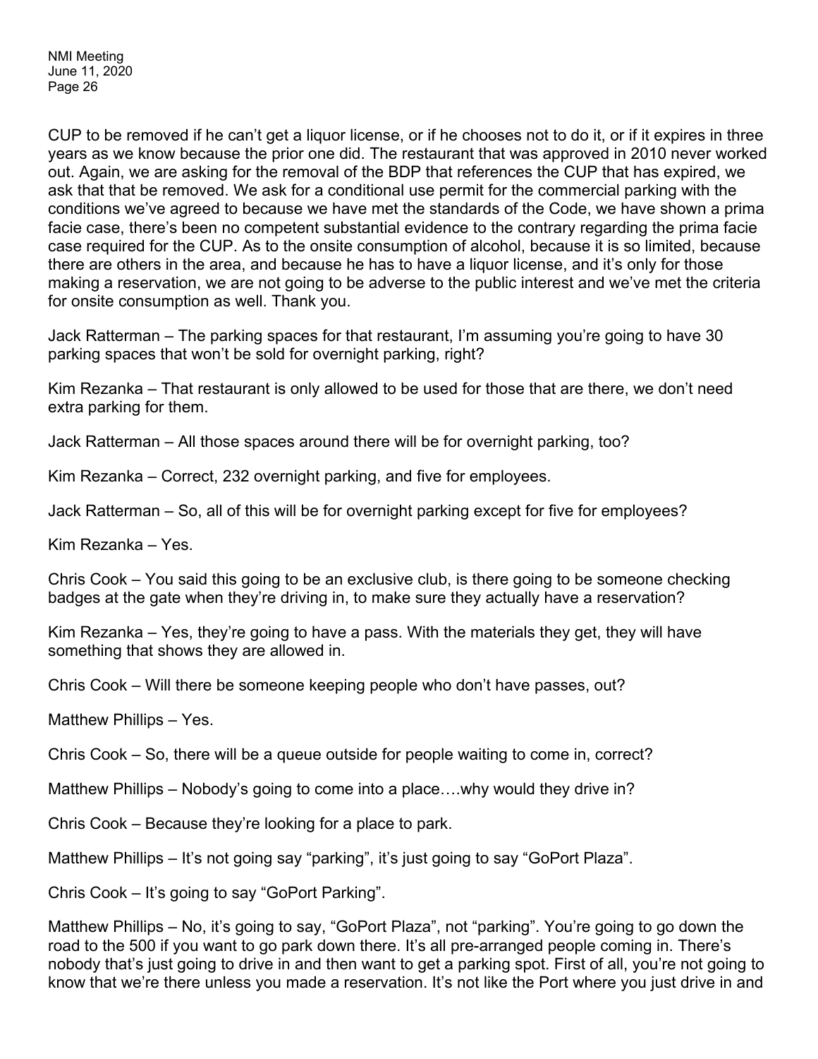CUP to be removed if he can't get a liquor license, or if he chooses not to do it, or if it expires in three years as we know because the prior one did. The restaurant that was approved in 2010 never worked out. Again, we are asking for the removal of the BDP that references the CUP that has expired, we ask that that be removed. We ask for a conditional use permit for the commercial parking with the conditions we've agreed to because we have met the standards of the Code, we have shown a prima facie case, there's been no competent substantial evidence to the contrary regarding the prima facie case required for the CUP. As to the onsite consumption of alcohol, because it is so limited, because there are others in the area, and because he has to have a liquor license, and it's only for those making a reservation, we are not going to be adverse to the public interest and we've met the criteria for onsite consumption as well. Thank you.

Jack Ratterman – The parking spaces for that restaurant, I'm assuming you're going to have 30 parking spaces that won't be sold for overnight parking, right?

Kim Rezanka – That restaurant is only allowed to be used for those that are there, we don't need extra parking for them.

Jack Ratterman – All those spaces around there will be for overnight parking, too?

Kim Rezanka – Correct, 232 overnight parking, and five for employees.

Jack Ratterman – So, all of this will be for overnight parking except for five for employees?

Kim Rezanka – Yes.

Chris Cook – You said this going to be an exclusive club, is there going to be someone checking badges at the gate when they're driving in, to make sure they actually have a reservation?

Kim Rezanka – Yes, they're going to have a pass. With the materials they get, they will have something that shows they are allowed in.

Chris Cook – Will there be someone keeping people who don't have passes, out?

Matthew Phillips – Yes.

Chris Cook – So, there will be a queue outside for people waiting to come in, correct?

Matthew Phillips – Nobody's going to come into a place….why would they drive in?

Chris Cook – Because they're looking for a place to park.

Matthew Phillips – It's not going say "parking", it's just going to say "GoPort Plaza".

Chris Cook – It's going to say "GoPort Parking".

Matthew Phillips – No, it's going to say, "GoPort Plaza", not "parking". You're going to go down the road to the 500 if you want to go park down there. It's all pre-arranged people coming in. There's nobody that's just going to drive in and then want to get a parking spot. First of all, you're not going to know that we're there unless you made a reservation. It's not like the Port where you just drive in and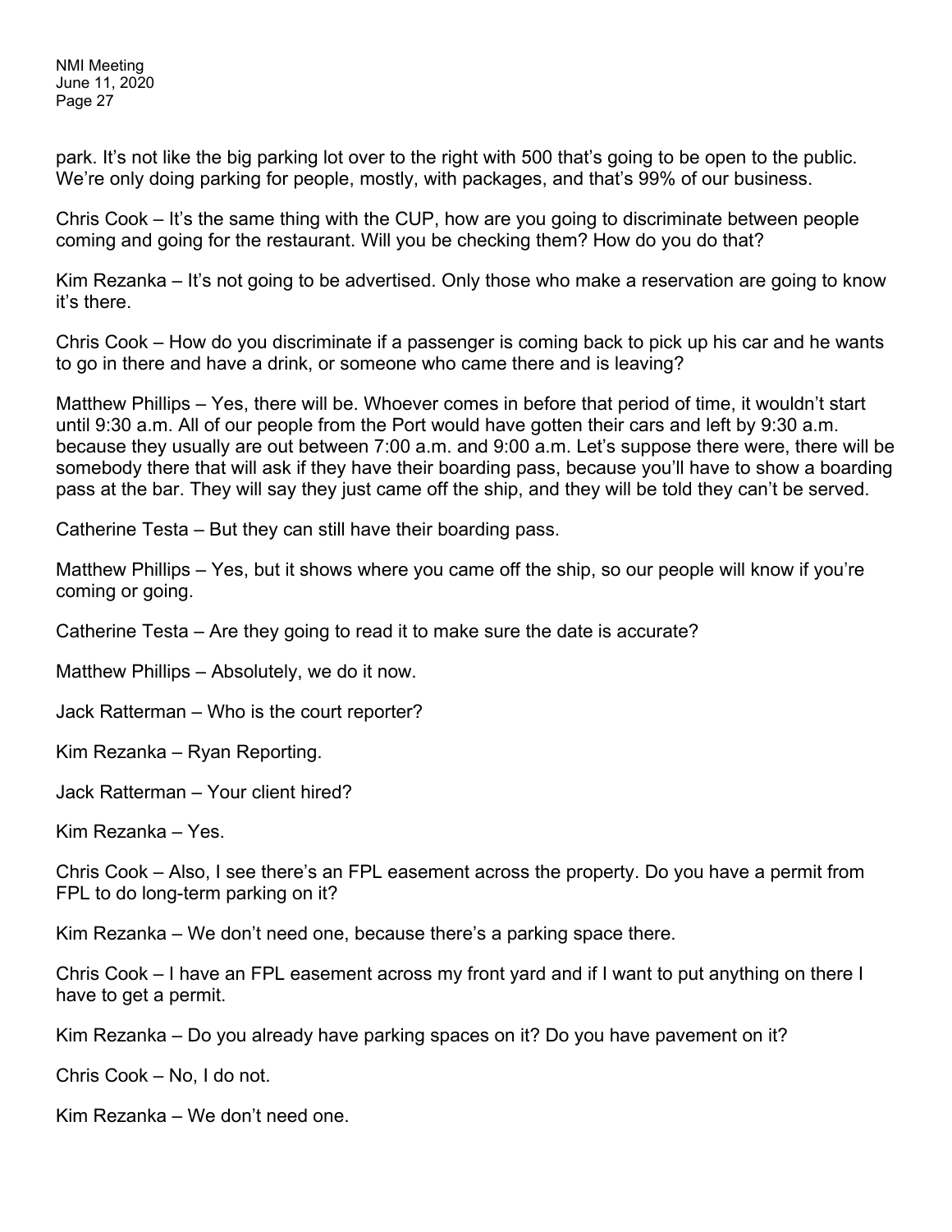park. It's not like the big parking lot over to the right with 500 that's going to be open to the public. We're only doing parking for people, mostly, with packages, and that's 99% of our business.

Chris Cook – It's the same thing with the CUP, how are you going to discriminate between people coming and going for the restaurant. Will you be checking them? How do you do that?

Kim Rezanka – It's not going to be advertised. Only those who make a reservation are going to know it's there.

Chris Cook – How do you discriminate if a passenger is coming back to pick up his car and he wants to go in there and have a drink, or someone who came there and is leaving?

Matthew Phillips – Yes, there will be. Whoever comes in before that period of time, it wouldn't start until 9:30 a.m. All of our people from the Port would have gotten their cars and left by 9:30 a.m. because they usually are out between 7:00 a.m. and 9:00 a.m. Let's suppose there were, there will be somebody there that will ask if they have their boarding pass, because you'll have to show a boarding pass at the bar. They will say they just came off the ship, and they will be told they can't be served.

Catherine Testa – But they can still have their boarding pass.

Matthew Phillips – Yes, but it shows where you came off the ship, so our people will know if you're coming or going.

Catherine Testa – Are they going to read it to make sure the date is accurate?

Matthew Phillips – Absolutely, we do it now.

Jack Ratterman – Who is the court reporter?

Kim Rezanka – Ryan Reporting.

Jack Ratterman – Your client hired?

Kim Rezanka – Yes.

Chris Cook – Also, I see there's an FPL easement across the property. Do you have a permit from FPL to do long-term parking on it?

Kim Rezanka – We don't need one, because there's a parking space there.

Chris Cook – I have an FPL easement across my front yard and if I want to put anything on there I have to get a permit.

Kim Rezanka – Do you already have parking spaces on it? Do you have pavement on it?

Chris Cook – No, I do not.

Kim Rezanka – We don't need one.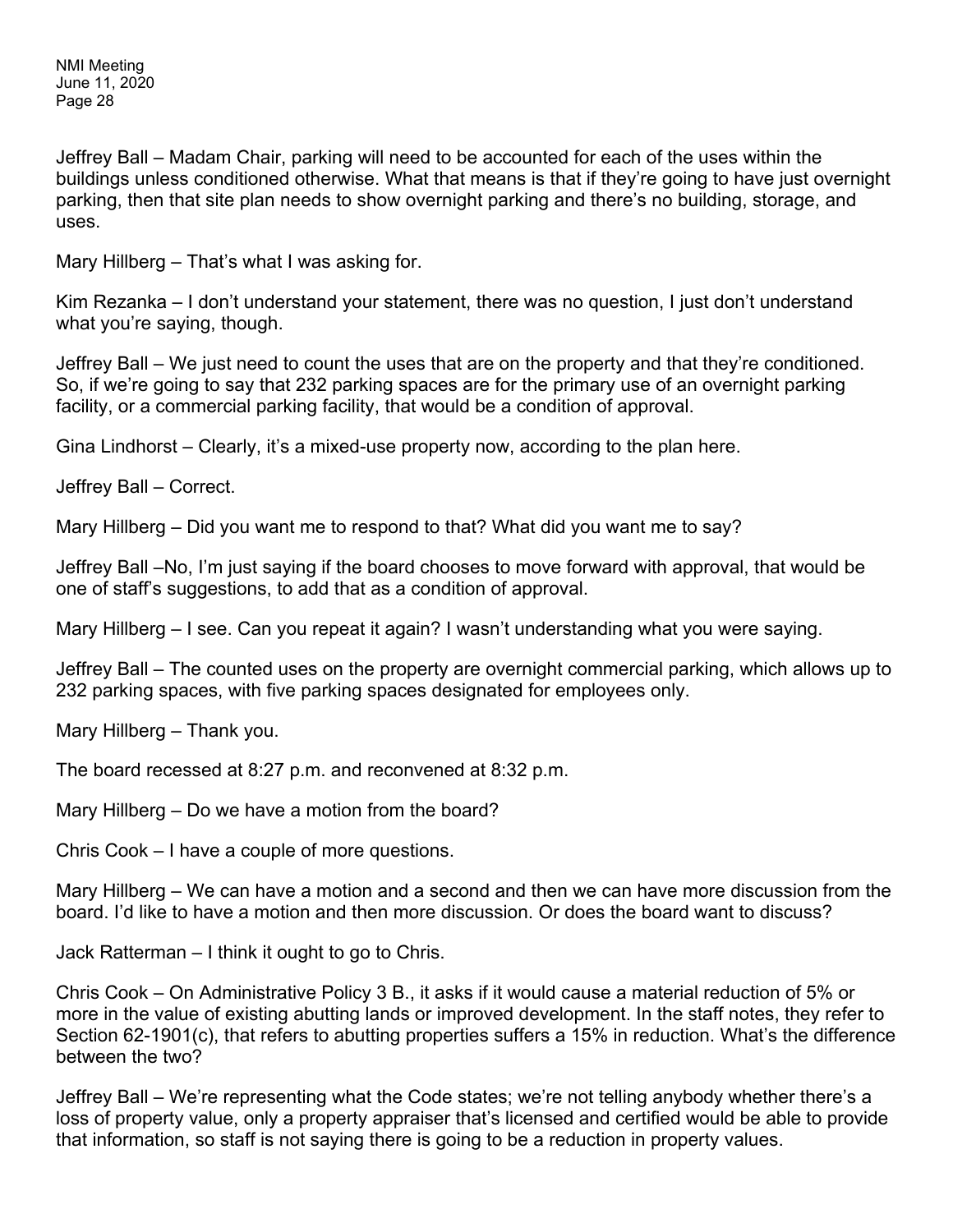Jeffrey Ball – Madam Chair, parking will need to be accounted for each of the uses within the buildings unless conditioned otherwise. What that means is that if they're going to have just overnight parking, then that site plan needs to show overnight parking and there's no building, storage, and uses.

Mary Hillberg – That's what I was asking for.

Kim Rezanka – I don't understand your statement, there was no question, I just don't understand what you're saying, though.

Jeffrey Ball – We just need to count the uses that are on the property and that they're conditioned. So, if we're going to say that 232 parking spaces are for the primary use of an overnight parking facility, or a commercial parking facility, that would be a condition of approval.

Gina Lindhorst – Clearly, it's a mixed-use property now, according to the plan here.

Jeffrey Ball – Correct.

Mary Hillberg – Did you want me to respond to that? What did you want me to say?

Jeffrey Ball –No, I'm just saying if the board chooses to move forward with approval, that would be one of staff's suggestions, to add that as a condition of approval.

Mary Hillberg – I see. Can you repeat it again? I wasn't understanding what you were saying.

Jeffrey Ball – The counted uses on the property are overnight commercial parking, which allows up to 232 parking spaces, with five parking spaces designated for employees only.

Mary Hillberg – Thank you.

The board recessed at 8:27 p.m. and reconvened at 8:32 p.m.

Mary Hillberg – Do we have a motion from the board?

Chris Cook – I have a couple of more questions.

Mary Hillberg – We can have a motion and a second and then we can have more discussion from the board. I'd like to have a motion and then more discussion. Or does the board want to discuss?

Jack Ratterman – I think it ought to go to Chris.

Chris Cook – On Administrative Policy 3 B., it asks if it would cause a material reduction of 5% or more in the value of existing abutting lands or improved development. In the staff notes, they refer to Section 62-1901(c), that refers to abutting properties suffers a 15% in reduction. What's the difference between the two?

Jeffrey Ball – We're representing what the Code states; we're not telling anybody whether there's a loss of property value, only a property appraiser that's licensed and certified would be able to provide that information, so staff is not saying there is going to be a reduction in property values.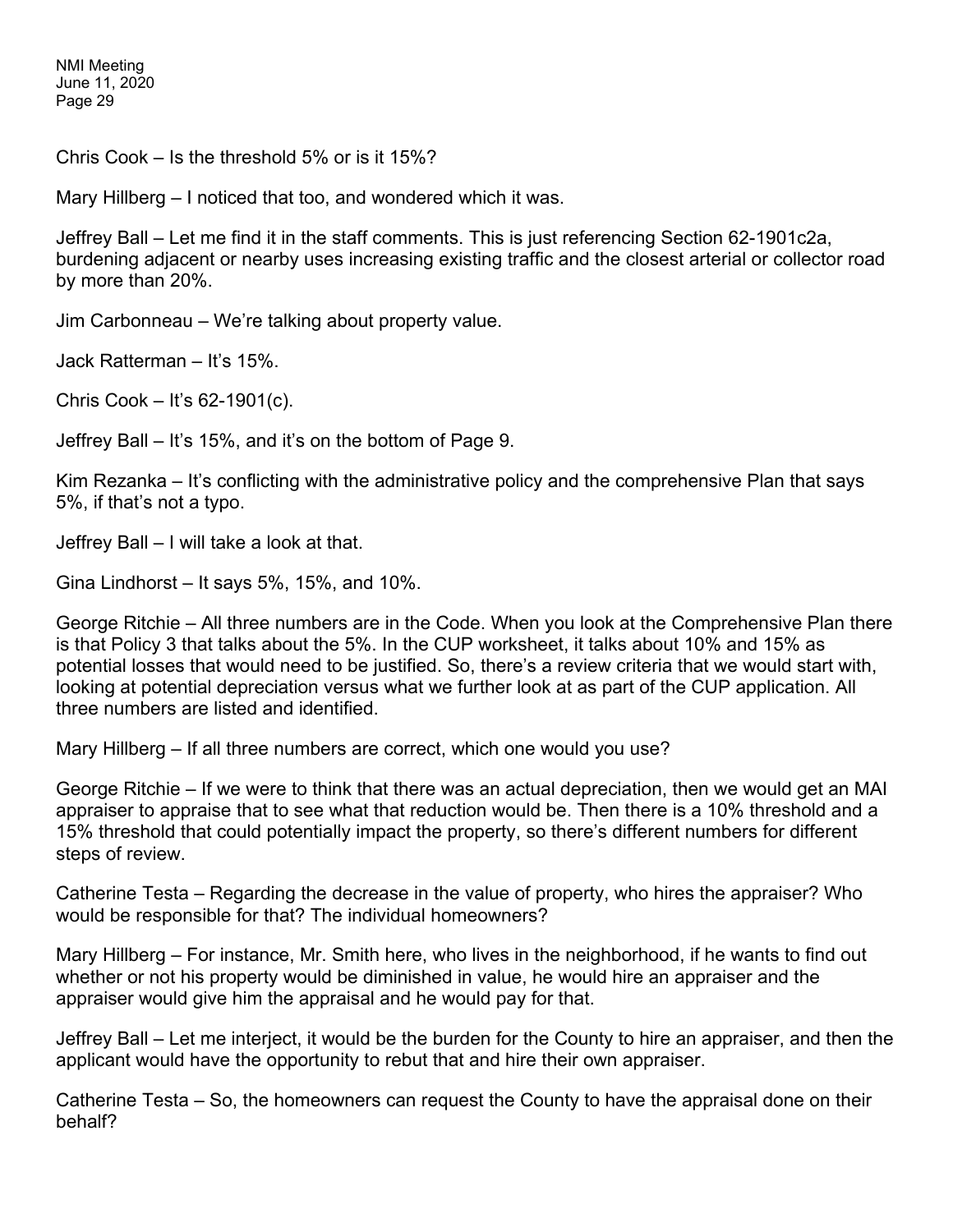Chris Cook – Is the threshold 5% or is it 15%?

Mary Hillberg – I noticed that too, and wondered which it was.

Jeffrey Ball – Let me find it in the staff comments. This is just referencing Section 62-1901c2a, burdening adjacent or nearby uses increasing existing traffic and the closest arterial or collector road by more than 20%.

Jim Carbonneau – We're talking about property value.

Jack Ratterman – It's 15%.

Chris Cook – It's 62-1901(c).

Jeffrey Ball – It's 15%, and it's on the bottom of Page 9.

Kim Rezanka – It's conflicting with the administrative policy and the comprehensive Plan that says 5%, if that's not a typo.

Jeffrey Ball – I will take a look at that.

Gina Lindhorst – It says 5%, 15%, and 10%.

George Ritchie – All three numbers are in the Code. When you look at the Comprehensive Plan there is that Policy 3 that talks about the 5%. In the CUP worksheet, it talks about 10% and 15% as potential losses that would need to be justified. So, there's a review criteria that we would start with, looking at potential depreciation versus what we further look at as part of the CUP application. All three numbers are listed and identified.

Mary Hillberg – If all three numbers are correct, which one would you use?

George Ritchie – If we were to think that there was an actual depreciation, then we would get an MAI appraiser to appraise that to see what that reduction would be. Then there is a 10% threshold and a 15% threshold that could potentially impact the property, so there's different numbers for different steps of review.

Catherine Testa – Regarding the decrease in the value of property, who hires the appraiser? Who would be responsible for that? The individual homeowners?

Mary Hillberg – For instance, Mr. Smith here, who lives in the neighborhood, if he wants to find out whether or not his property would be diminished in value, he would hire an appraiser and the appraiser would give him the appraisal and he would pay for that.

Jeffrey Ball – Let me interject, it would be the burden for the County to hire an appraiser, and then the applicant would have the opportunity to rebut that and hire their own appraiser.

Catherine Testa – So, the homeowners can request the County to have the appraisal done on their behalf?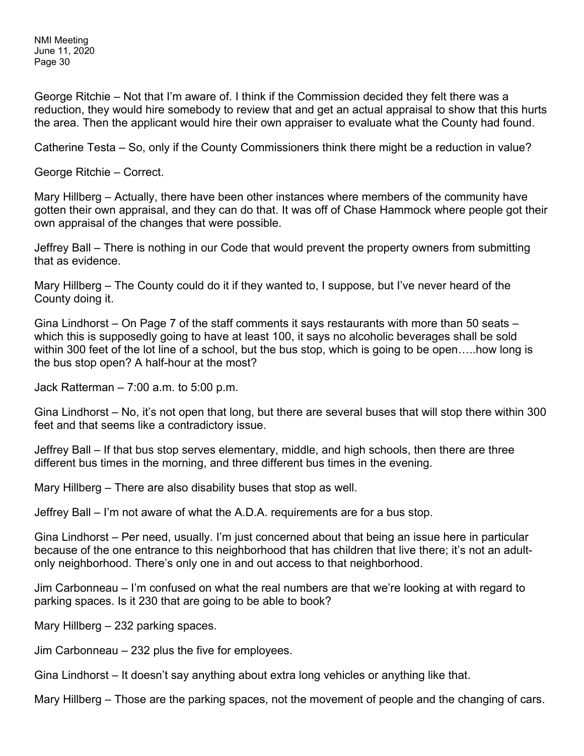George Ritchie – Not that I'm aware of. I think if the Commission decided they felt there was a reduction, they would hire somebody to review that and get an actual appraisal to show that this hurts the area. Then the applicant would hire their own appraiser to evaluate what the County had found.

Catherine Testa – So, only if the County Commissioners think there might be a reduction in value?

George Ritchie – Correct.

Mary Hillberg – Actually, there have been other instances where members of the community have gotten their own appraisal, and they can do that. It was off of Chase Hammock where people got their own appraisal of the changes that were possible.

Jeffrey Ball – There is nothing in our Code that would prevent the property owners from submitting that as evidence.

Mary Hillberg – The County could do it if they wanted to, I suppose, but I've never heard of the County doing it.

Gina Lindhorst – On Page 7 of the staff comments it says restaurants with more than 50 seats – which this is supposedly going to have at least 100, it says no alcoholic beverages shall be sold within 300 feet of the lot line of a school, but the bus stop, which is going to be open…..how long is the bus stop open? A half-hour at the most?

Jack Ratterman – 7:00 a.m. to 5:00 p.m.

Gina Lindhorst – No, it's not open that long, but there are several buses that will stop there within 300 feet and that seems like a contradictory issue.

Jeffrey Ball – If that bus stop serves elementary, middle, and high schools, then there are three different bus times in the morning, and three different bus times in the evening.

Mary Hillberg – There are also disability buses that stop as well.

Jeffrey Ball – I'm not aware of what the A.D.A. requirements are for a bus stop.

Gina Lindhorst – Per need, usually. I'm just concerned about that being an issue here in particular because of the one entrance to this neighborhood that has children that live there; it's not an adult-only neighborhood. There's only one in and out access to that neighborhood.

Jim Carbonneau – I'm confused on what the real numbers are that we're looking at with regard to parking spaces. Is it 230 that are going to be able to book?

Mary Hillberg – 232 parking spaces.

Jim Carbonneau – 232 plus the five for employees.

Gina Lindhorst – It doesn't say anything about extra long vehicles or anything like that.

Mary Hillberg – Those are the parking spaces, not the movement of people and the changing of cars.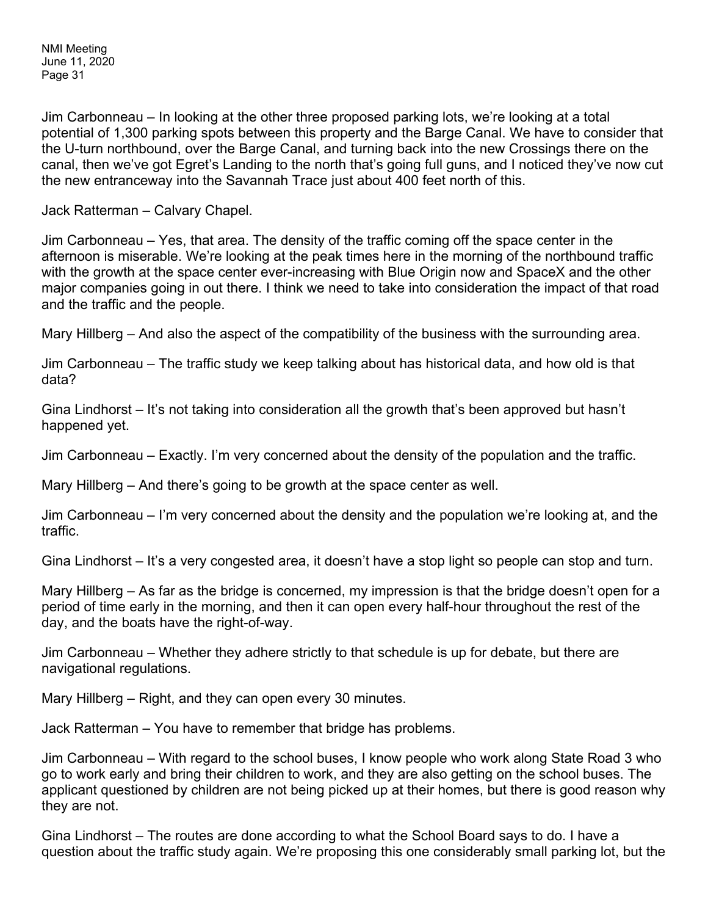Jim Carbonneau – In looking at the other three proposed parking lots, we're looking at a total potential of 1,300 parking spots between this property and the Barge Canal. We have to consider that the U-turn northbound, over the Barge Canal, and turning back into the new Crossings there on the canal, then we've got Egret's Landing to the north that's going full guns, and I noticed they've now cut the new entranceway into the Savannah Trace just about 400 feet north of this.

Jack Ratterman – Calvary Chapel.

Jim Carbonneau – Yes, that area. The density of the traffic coming off the space center in the afternoon is miserable. We're looking at the peak times here in the morning of the northbound traffic with the growth at the space center ever-increasing with Blue Origin now and SpaceX and the other major companies going in out there. I think we need to take into consideration the impact of that road and the traffic and the people.

Mary Hillberg – And also the aspect of the compatibility of the business with the surrounding area.

Jim Carbonneau – The traffic study we keep talking about has historical data, and how old is that data?

Gina Lindhorst – It's not taking into consideration all the growth that's been approved but hasn't happened yet.

Jim Carbonneau – Exactly. I'm very concerned about the density of the population and the traffic.

Mary Hillberg – And there's going to be growth at the space center as well.

Jim Carbonneau – I'm very concerned about the density and the population we're looking at, and the traffic.

Gina Lindhorst – It's a very congested area, it doesn't have a stop light so people can stop and turn.

Mary Hillberg – As far as the bridge is concerned, my impression is that the bridge doesn't open for a period of time early in the morning, and then it can open every half-hour throughout the rest of the day, and the boats have the right-of-way.

Jim Carbonneau – Whether they adhere strictly to that schedule is up for debate, but there are navigational regulations.

Mary Hillberg – Right, and they can open every 30 minutes.

Jack Ratterman – You have to remember that bridge has problems.

Jim Carbonneau – With regard to the school buses, I know people who work along State Road 3 who go to work early and bring their children to work, and they are also getting on the school buses. The applicant questioned by children are not being picked up at their homes, but there is good reason why they are not.

Gina Lindhorst – The routes are done according to what the School Board says to do. I have a question about the traffic study again. We're proposing this one considerably small parking lot, but the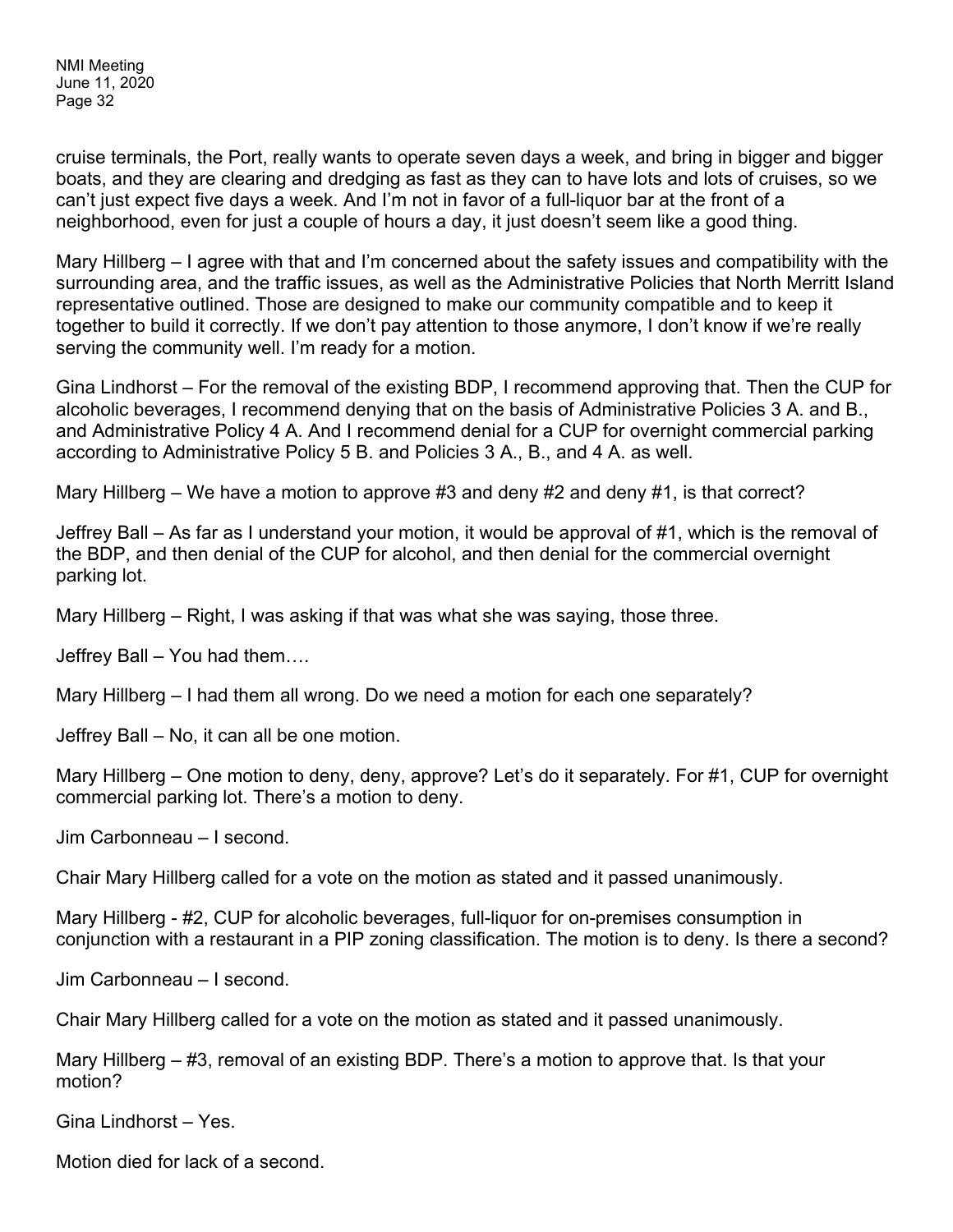cruise terminals, the Port, really wants to operate seven days a week, and bring in bigger and bigger boats, and they are clearing and dredging as fast as they can to have lots and lots of cruises, so we can't just expect five days a week. And I'm not in favor of a full-liquor bar at the front of a neighborhood, even for just a couple of hours a day, it just doesn't seem like a good thing.

Mary Hillberg – I agree with that and I'm concerned about the safety issues and compatibility with the surrounding area, and the traffic issues, as well as the Administrative Policies that North Merritt Island representative outlined. Those are designed to make our community compatible and to keep it together to build it correctly. If we don't pay attention to those anymore, I don't know if we're really serving the community well. I'm ready for a motion.

Gina Lindhorst – For the removal of the existing BDP, I recommend approving that. Then the CUP for alcoholic beverages, I recommend denying that on the basis of Administrative Policies 3 A. and B., and Administrative Policy 4 A. And I recommend denial for a CUP for overnight commercial parking according to Administrative Policy 5 B. and Policies 3 A., B., and 4 A. as well.

Mary Hillberg – We have a motion to approve #3 and deny #2 and deny #1, is that correct?

Jeffrey Ball – As far as I understand your motion, it would be approval of #1, which is the removal of the BDP, and then denial of the CUP for alcohol, and then denial for the commercial overnight parking lot.

Mary Hillberg – Right, I was asking if that was what she was saying, those three.

Jeffrey Ball – You had them….

Mary Hillberg – I had them all wrong. Do we need a motion for each one separately?

Jeffrey Ball – No, it can all be one motion.

Mary Hillberg – One motion to deny, deny, approve? Let's do it separately. For #1, CUP for overnight commercial parking lot. There's a motion to deny.

Jim Carbonneau – I second.

Chair Mary Hillberg called for a vote on the motion as stated and it passed unanimously.

Mary Hillberg - #2, CUP for alcoholic beverages, full-liquor for on-premises consumption in conjunction with a restaurant in a PIP zoning classification. The motion is to deny. Is there a second?

Jim Carbonneau – I second.

Chair Mary Hillberg called for a vote on the motion as stated and it passed unanimously.

Mary Hillberg – #3, removal of an existing BDP. There's a motion to approve that. Is that your motion?

Gina Lindhorst – Yes.

Motion died for lack of a second.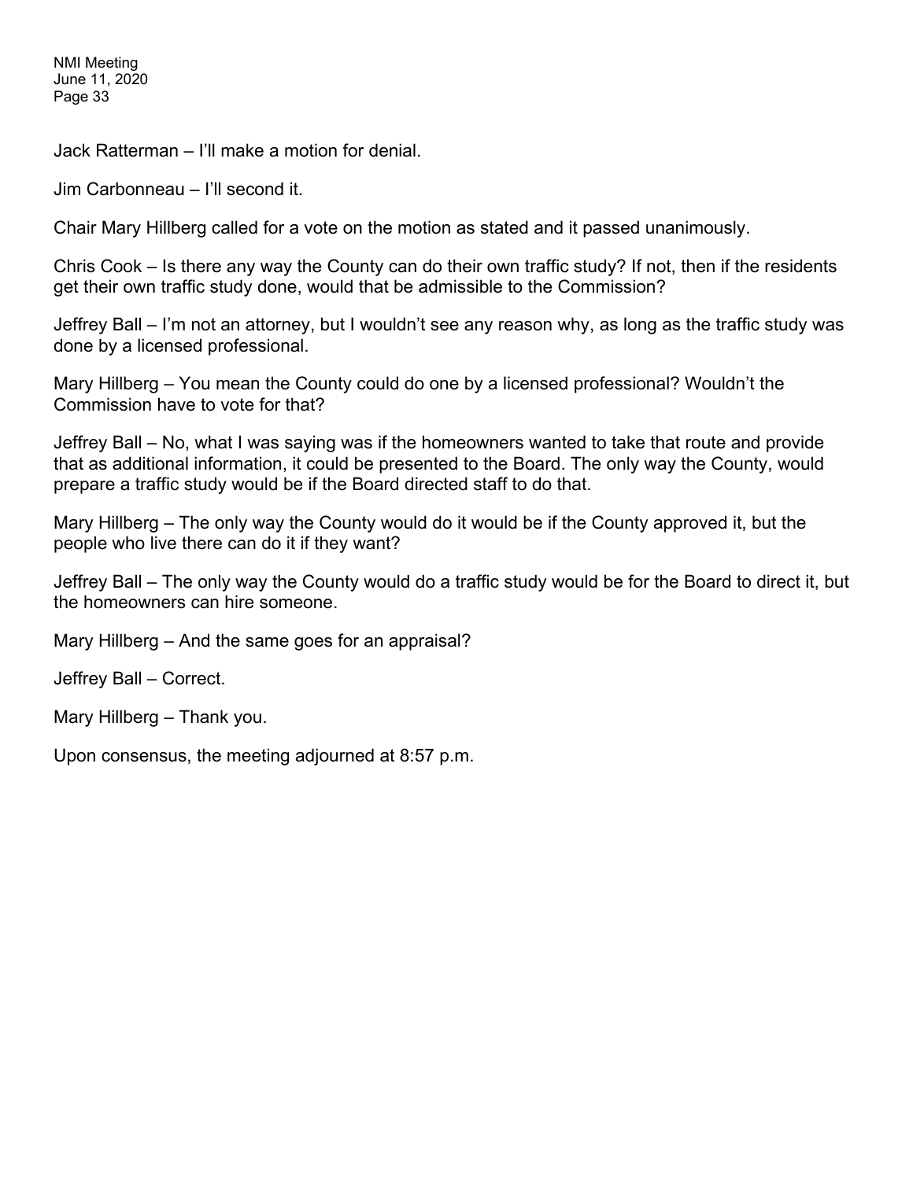Jack Ratterman – I'll make a motion for denial.

Jim Carbonneau – I'll second it.

Chair Mary Hillberg called for a vote on the motion as stated and it passed unanimously.

Chris Cook – Is there any way the County can do their own traffic study? If not, then if the residents get their own traffic study done, would that be admissible to the Commission?

Jeffrey Ball – I'm not an attorney, but I wouldn't see any reason why, as long as the traffic study was done by a licensed professional.

Mary Hillberg – You mean the County could do one by a licensed professional? Wouldn't the Commission have to vote for that?

Jeffrey Ball – No, what I was saying was if the homeowners wanted to take that route and provide that as additional information, it could be presented to the Board. The only way the County, would prepare a traffic study would be if the Board directed staff to do that.

Mary Hillberg – The only way the County would do it would be if the County approved it, but the people who live there can do it if they want?

Jeffrey Ball – The only way the County would do a traffic study would be for the Board to direct it, but the homeowners can hire someone.

Mary Hillberg – And the same goes for an appraisal?

Jeffrey Ball – Correct.

Mary Hillberg – Thank you.

Upon consensus, the meeting adjourned at 8:57 p.m.